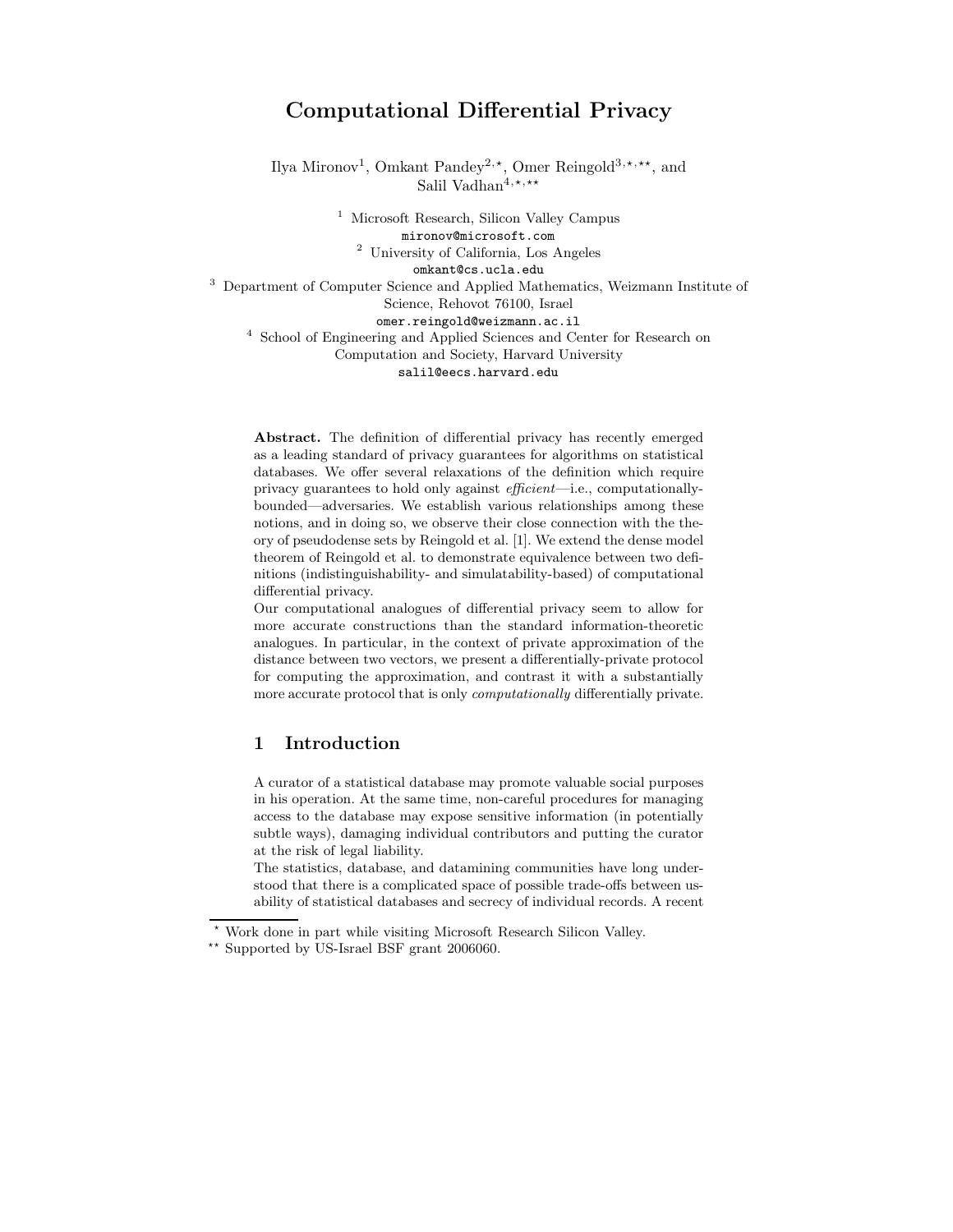# Computational Differential Privacy

Ilya Mironov[1], Omkant Pandey[2,⋆], Omer Reingold[3,⋆,⋆⋆], and Salil Vadhan[4,⋆,⋆⋆]

[1] Microsoft Research, Silicon Valley Campus
mironov@microsoft.com

[2] University of California, Los Angeles
omkant@cs.ucla.edu

[3] Department of Computer Science and Applied Mathematics, Weizmann Institute of Science, Rehovot 76100, Israel
omer.reingold@weizmann.ac.il

[4] School of Engineering and Applied Sciences and Center for Research on Computation and Society, Harvard University
salil@eecs.harvard.edu

**Abstract.** The definition of differential privacy has recently emerged as a leading standard of privacy guarantees for algorithms on statistical databases. We offer several relaxations of the definition which require privacy guarantees to hold only against *efficient*—i.e., computationally-bounded—adversaries. We establish various relationships among these notions, and in doing so, we observe their close connection with the theory of pseudodense sets by Reingold et al. [1]. We extend the dense model theorem of Reingold et al. to demonstrate equivalence between two definitions (indistinguishability- and simulatability-based) of computational differential privacy.

Our computational analogues of differential privacy seem to allow for more accurate constructions than the standard information-theoretic analogues. In particular, in the context of private approximation of the distance between two vectors, we present a differentially-private protocol for computing the approximation, and contrast it with a substantially more accurate protocol that is only *computationally* differentially private.

## 1 Introduction

A curator of a statistical database may promote valuable social purposes in his operation. At the same time, non-careful procedures for managing access to the database may expose sensitive information (in potentially subtle ways), damaging individual contributors and putting the curator at the risk of legal liability.

The statistics, database, and datamining communities have long understood that there is a complicated space of possible trade-offs between usability of statistical databases and secrecy of individual records. A recent

⋆ Work done in part while visiting Microsoft Research Silicon Valley.

⋆⋆ Supported by US-Israel BSF grant 2006060.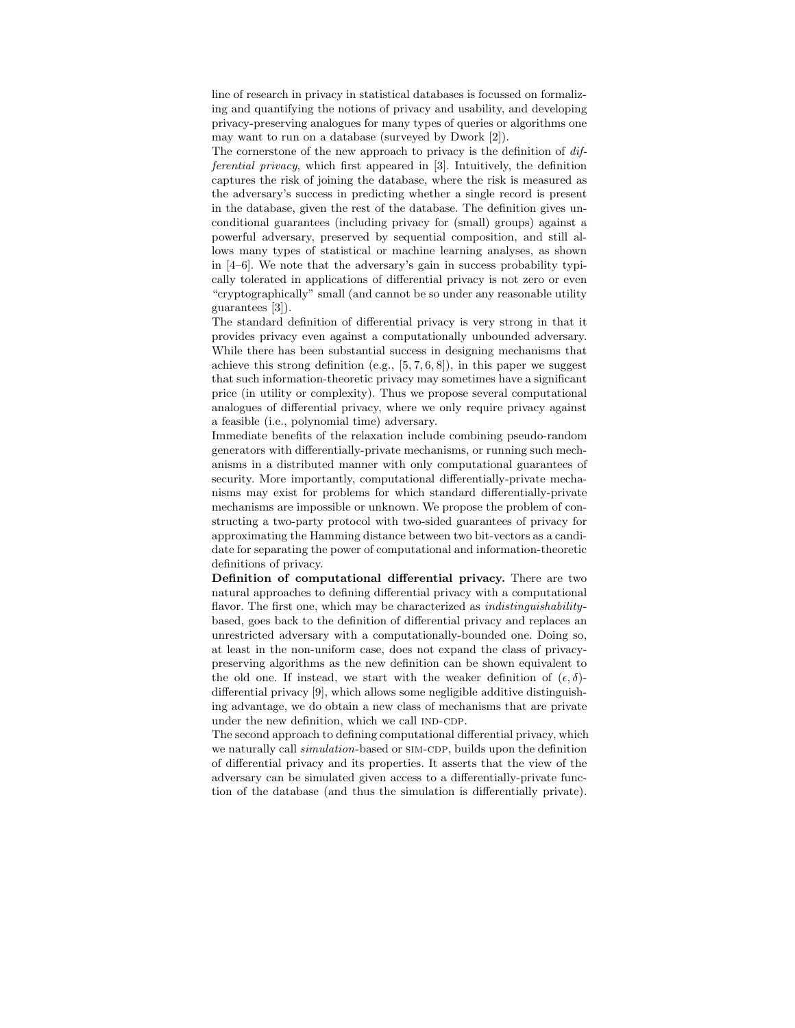line of research in privacy in statistical databases is focussed on formalizing and quantifying the notions of privacy and usability, and developing privacy-preserving analogues for many types of queries or algorithms one may want to run on a database (surveyed by Dwork [2]).

The cornerstone of the new approach to privacy is the definition of *differential privacy*, which first appeared in [3]. Intuitively, the definition captures the risk of joining the database, where the risk is measured as the adversary's success in predicting whether a single record is present in the database, given the rest of the database. The definition gives unconditional guarantees (including privacy for (small) groups) against a powerful adversary, preserved by sequential composition, and still allows many types of statistical or machine learning analyses, as shown in [4–6]. We note that the adversary's gain in success probability typically tolerated in applications of differential privacy is not zero or even "cryptographically" small (and cannot be so under any reasonable utility guarantees [3]).

The standard definition of differential privacy is very strong in that it provides privacy even against a computationally unbounded adversary. While there has been substantial success in designing mechanisms that achieve this strong definition (e.g., [5, 7, 6, 8]), in this paper we suggest that such information-theoretic privacy may sometimes have a significant price (in utility or complexity). Thus we propose several computational analogues of differential privacy, where we only require privacy against a feasible (i.e., polynomial time) adversary.

Immediate benefits of the relaxation include combining pseudo-random generators with differentially-private mechanisms, or running such mechanisms in a distributed manner with only computational guarantees of security. More importantly, computational differentially-private mechanisms may exist for problems for which standard differentially-private mechanisms are impossible or unknown. We propose the problem of constructing a two-party protocol with two-sided guarantees of privacy for approximating the Hamming distance between two bit-vectors as a candidate for separating the power of computational and information-theoretic definitions of privacy.

**Definition of computational differential privacy.** There are two natural approaches to defining differential privacy with a computational flavor. The first one, which may be characterized as *indistinguishability*-based, goes back to the definition of differential privacy and replaces an unrestricted adversary with a computationally-bounded one. Doing so, at least in the non-uniform case, does not expand the class of privacy-preserving algorithms as the new definition can be shown equivalent to the old one. If instead, we start with the weaker definition of $(\epsilon, \delta)$-differential privacy [9], which allows some negligible additive distinguishing advantage, we do obtain a new class of mechanisms that are private under the new definition, which we call IND-CDP.

The second approach to defining computational differential privacy, which we naturally call *simulation*-based or SIM-CDP, builds upon the definition of differential privacy and its properties. It asserts that the view of the adversary can be simulated given access to a differentially-private function of the database (and thus the simulation is differentially private).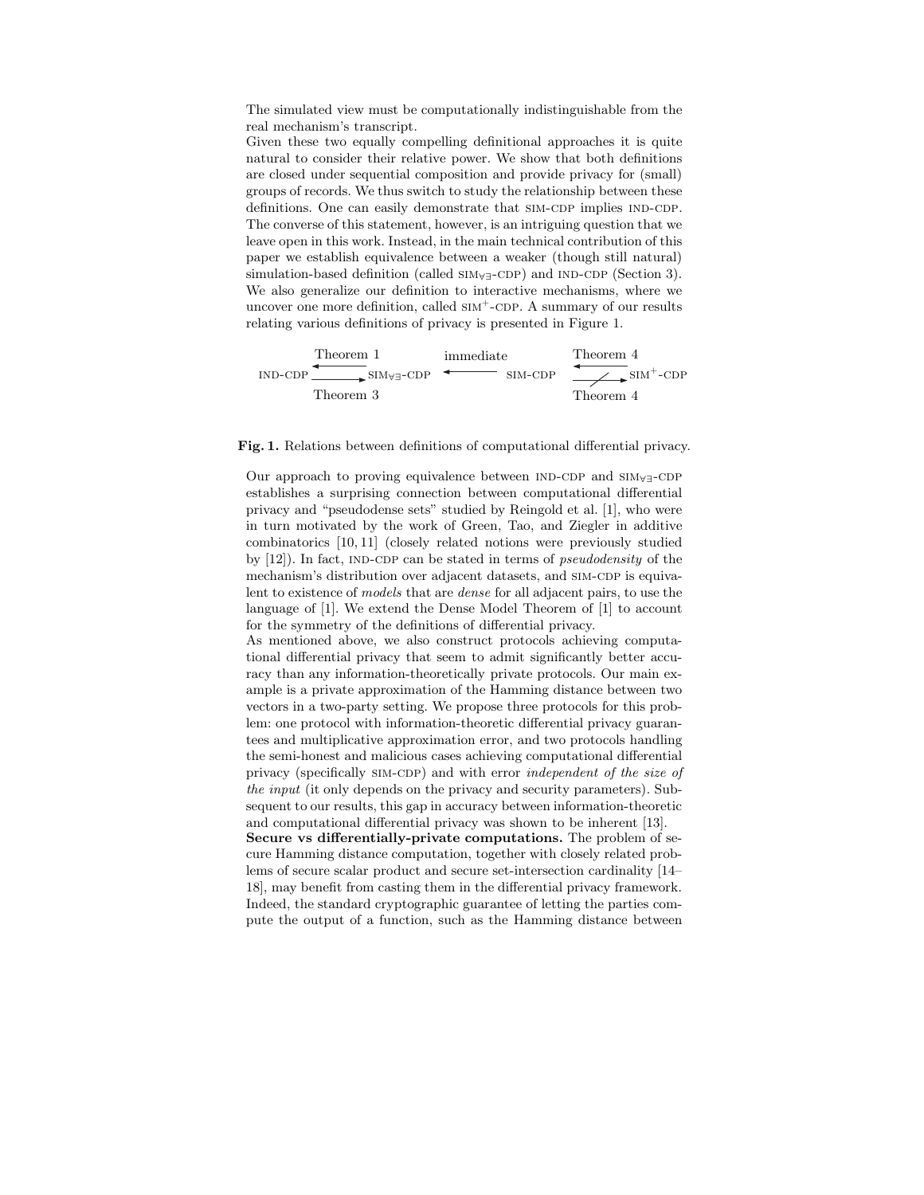The simulated view must be computationally indistinguishable from the real mechanism's transcript.

Given these two equally compelling definitional approaches it is quite natural to consider their relative power. We show that both definitions are closed under sequential composition and provide privacy for (small) groups of records. We thus switch to study the relationship between these definitions. One can easily demonstrate that SIM-CDP implies IND-CDP. The converse of this statement, however, is an intriguing question that we leave open in this work. Instead, in the main technical contribution of this paper we establish equivalence between a weaker (though still natural) simulation-based definition (called SIM$_{\forall\exists}$-CDP) and IND-CDP (Section 3). We also generalize our definition to interactive mechanisms, where we uncover one more definition, called SIM$^{+}$-CDP. A summary of our results relating various definitions of privacy is presented in Figure 1.

$$\text{IND-CDP} \underset{\text{Theorem 3}}{\overset{\text{Theorem 1}}{\rightleftarrows}} \text{SIM}_{\forall\exists}\text{-CDP} \xleftarrow{\text{immediate}} \text{SIM-CDP} \underset{\text{Theorem 4}}{\overset{\text{Theorem 4}}{\leftarrow\!\!\!\!\not\rightarrow}} \text{SIM}^{+}\text{-CDP}$$

**Fig. 1.** Relations between definitions of computational differential privacy.

Our approach to proving equivalence between IND-CDP and SIM$_{\forall\exists}$-CDP establishes a surprising connection between computational differential privacy and "pseudodense sets" studied by Reingold et al. [1], who were in turn motivated by the work of Green, Tao, and Ziegler in additive combinatorics [10, 11] (closely related notions were previously studied by [12]). In fact, IND-CDP can be stated in terms of *pseudodensity* of the mechanism's distribution over adjacent datasets, and SIM-CDP is equivalent to existence of *models* that are *dense* for all adjacent pairs, to use the language of [1]. We extend the Dense Model Theorem of [1] to account for the symmetry of the definitions of differential privacy.

As mentioned above, we also construct protocols achieving computational differential privacy that seem to admit significantly better accuracy than any information-theoretically private protocols. Our main example is a private approximation of the Hamming distance between two vectors in a two-party setting. We propose three protocols for this problem: one protocol with information-theoretic differential privacy guarantees and multiplicative approximation error, and two protocols handling the semi-honest and malicious cases achieving computational differential privacy (specifically SIM-CDP) and with error *independent of the size of the input* (it only depends on the privacy and security parameters). Subsequent to our results, this gap in accuracy between information-theoretic and computational differential privacy was shown to be inherent [13].

**Secure vs differentially-private computations.** The problem of secure Hamming distance computation, together with closely related problems of secure scalar product and secure set-intersection cardinality [14–18], may benefit from casting them in the differential privacy framework. Indeed, the standard cryptographic guarantee of letting the parties compute the output of a function, such as the Hamming distance between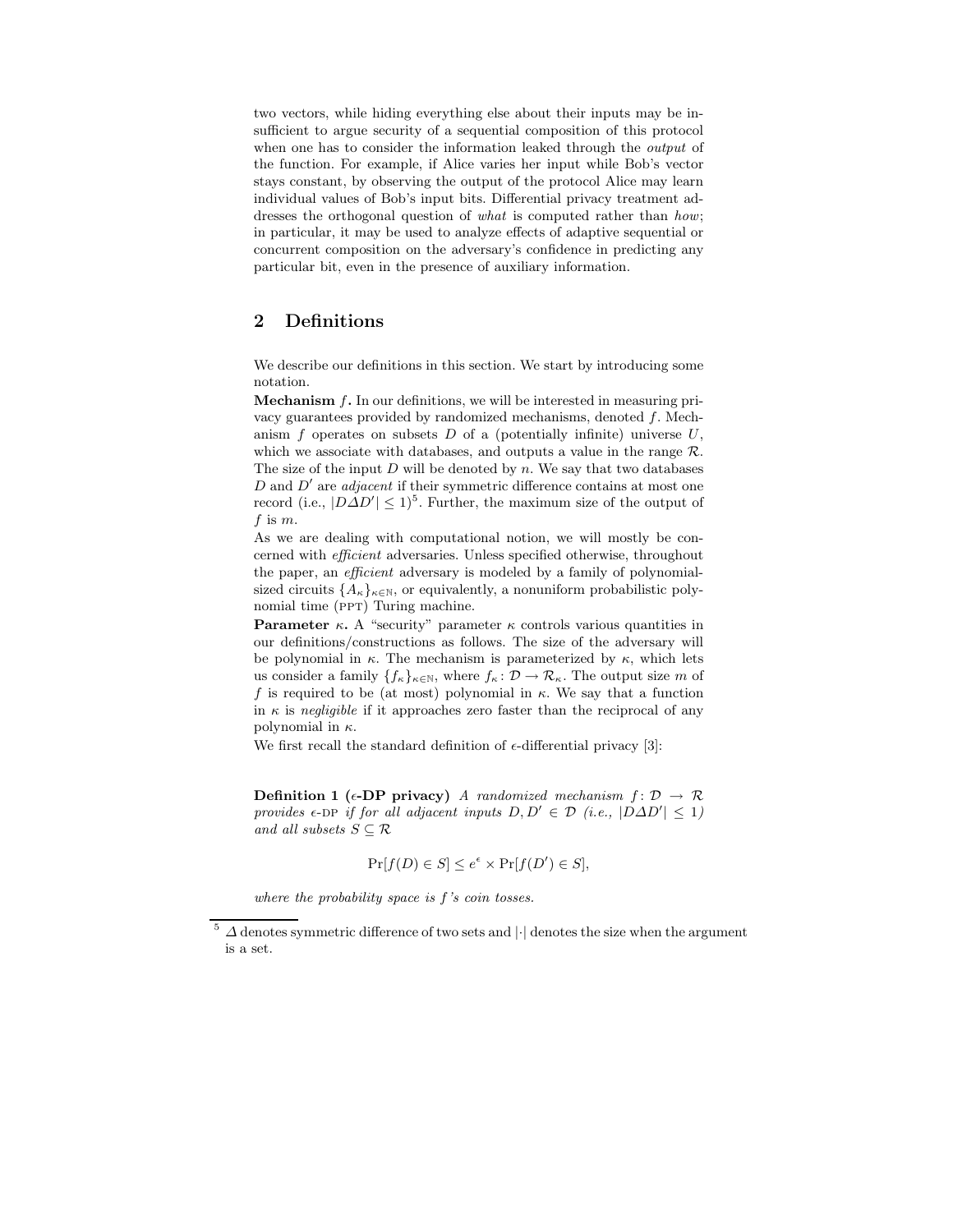two vectors, while hiding everything else about their inputs may be insufficient to argue security of a sequential composition of this protocol when one has to consider the information leaked through the *output* of the function. For example, if Alice varies her input while Bob's vector stays constant, by observing the output of the protocol Alice may learn individual values of Bob's input bits. Differential privacy treatment addresses the orthogonal question of *what* is computed rather than *how*; in particular, it may be used to analyze effects of adaptive sequential or concurrent composition on the adversary's confidence in predicting any particular bit, even in the presence of auxiliary information.

## 2 Definitions

We describe our definitions in this section. We start by introducing some notation.

**Mechanism $f$.** In our definitions, we will be interested in measuring privacy guarantees provided by randomized mechanisms, denoted $f$. Mechanism $f$ operates on subsets $D$ of a (potentially infinite) universe $U$, which we associate with databases, and outputs a value in the range $\mathcal{R}$. The size of the input $D$ will be denoted by $n$. We say that two databases $D$ and $D'$ are *adjacent* if their symmetric difference contains at most one record (i.e., $|D \Delta D'| \leq 1$)[5]. Further, the maximum size of the output of $f$ is $m$.

As we are dealing with computational notion, we will mostly be concerned with *efficient* adversaries. Unless specified otherwise, throughout the paper, an *efficient* adversary is modeled by a family of polynomial-sized circuits $\{A_\kappa\}_{\kappa\in\mathbb{N}}$, or equivalently, a nonuniform probabilistic polynomial time (PPT) Turing machine.

**Parameter $\kappa$.** A "security" parameter $\kappa$ controls various quantities in our definitions/constructions as follows. The size of the adversary will be polynomial in $\kappa$. The mechanism is parameterized by $\kappa$, which lets us consider a family $\{f_\kappa\}_{\kappa\in\mathbb{N}}$, where $f_\kappa \colon \mathcal{D} \to \mathcal{R}_\kappa$. The output size $m$ of $f$ is required to be (at most) polynomial in $\kappa$. We say that a function in $\kappa$ is *negligible* if it approaches zero faster than the reciprocal of any polynomial in $\kappa$.

We first recall the standard definition of $\epsilon$-differential privacy [3]:

**Definition 1 ($\epsilon$-DP privacy)** *A randomized mechanism $f \colon \mathcal{D} \to \mathcal{R}$ provides $\epsilon$-DP if for all adjacent inputs $D, D' \in \mathcal{D}$ (i.e., $|D\Delta D'| \leq 1$) and all subsets $S \subseteq \mathcal{R}$*

$$\Pr[f(D) \in S] \leq e^{\epsilon} \times \Pr[f(D') \in S],$$

*where the probability space is $f$'s coin tosses.*

---

[5] $\Delta$ denotes symmetric difference of two sets and $|\cdot|$ denotes the size when the argument is a set.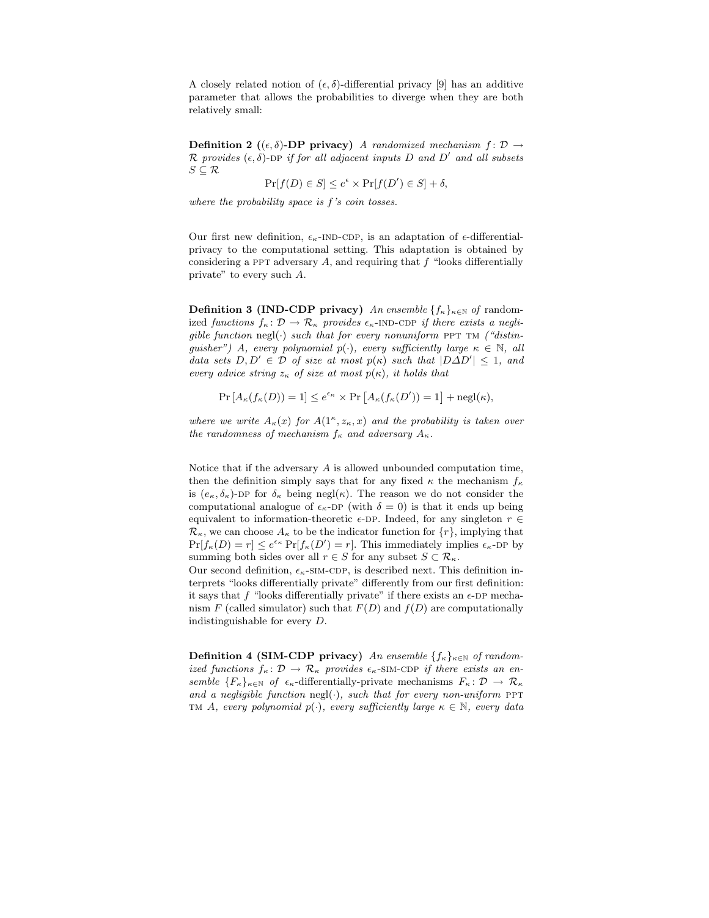A closely related notion of $(\epsilon, \delta)$-differential privacy [9] has an additive parameter that allows the probabilities to diverge when they are both relatively small:

**Definition 2 ($(\epsilon, \delta)$-DP privacy)** *A randomized mechanism $f\colon \mathcal{D} \to \mathcal{R}$ provides $(\epsilon, \delta)$-DP if for all adjacent inputs $D$ and $D'$ and all subsets $S \subseteq \mathcal{R}$*

$$\Pr[f(D) \in S] \leq e^{\epsilon} \times \Pr[f(D') \in S] + \delta,$$

*where the probability space is $f$'s coin tosses.*

Our first new definition, $\epsilon_\kappa$-IND-CDP, is an adaptation of $\epsilon$-differential-privacy to the computational setting. This adaptation is obtained by considering a PPT adversary $A$, and requiring that $f$ "looks differentially private" to every such $A$.

**Definition 3 (IND-CDP privacy)** *An ensemble $\{f_\kappa\}_{\kappa \in \mathbb{N}}$ of* randomized *functions $f_\kappa\colon \mathcal{D} \to \mathcal{R}_\kappa$ provides $\epsilon_\kappa$-IND-CDP if there exists a negligible function* $\mathrm{negl}(\cdot)$ *such that for every nonuniform PPT TM ("distinguisher") $A$, every polynomial $p(\cdot)$, every sufficiently large $\kappa \in \mathbb{N}$, all data sets $D, D' \in \mathcal{D}$ of size at most $p(\kappa)$ such that $|D \Delta D'| \leq 1$, and every advice string $z_\kappa$ of size at most $p(\kappa)$, it holds that*

$$\Pr\left[A_\kappa(f_\kappa(D)) = 1\right] \leq e^{\epsilon_\kappa} \times \Pr\left[A_\kappa(f_\kappa(D')) = 1\right] + \mathrm{negl}(\kappa),$$

*where we write $A_\kappa(x)$ for $A(1^\kappa, z_\kappa, x)$ and the probability is taken over the randomness of mechanism $f_\kappa$ and adversary $A_\kappa$.*

Notice that if the adversary $A$ is allowed unbounded computation time, then the definition simply says that for any fixed $\kappa$ the mechanism $f_\kappa$ is $(e_\kappa, \delta_\kappa)$-DP for $\delta_\kappa$ being $\mathrm{negl}(\kappa)$. The reason we do not consider the computational analogue of $\epsilon_\kappa$-DP (with $\delta = 0$) is that it ends up being equivalent to information-theoretic $\epsilon$-DP. Indeed, for any singleton $r \in \mathcal{R}_\kappa$, we can choose $A_\kappa$ to be the indicator function for $\{r\}$, implying that $\Pr[f_\kappa(D) = r] \leq e^{\epsilon_\kappa} \Pr[f_\kappa(D') = r]$. This immediately implies $\epsilon_\kappa$-DP by summing both sides over all $r \in S$ for any subset $S \subset \mathcal{R}_\kappa$.
Our second definition, $\epsilon_\kappa$-SIM-CDP, is described next. This definition interprets "looks differentially private" differently from our first definition: it says that $f$ "looks differentially private" if there exists an $\epsilon$-DP mechanism $F$ (called simulator) such that $F(D)$ and $f(D)$ are computationally indistinguishable for every $D$.

**Definition 4 (SIM-CDP privacy)** *An ensemble $\{f_\kappa\}_{\kappa \in \mathbb{N}}$ of randomized functions $f_\kappa\colon \mathcal{D} \to \mathcal{R}_\kappa$ provides $\epsilon_\kappa$-SIM-CDP if there exists an ensemble $\{F_\kappa\}_{\kappa \in \mathbb{N}}$ of $\epsilon_\kappa$-*differentially-private *mechanisms $F_\kappa\colon \mathcal{D} \to \mathcal{R}_\kappa$ and a negligible function* $\mathrm{negl}(\cdot)$*, such that for every non-uniform PPT TM $A$, every polynomial $p(\cdot)$, every sufficiently large $\kappa \in \mathbb{N}$, every data*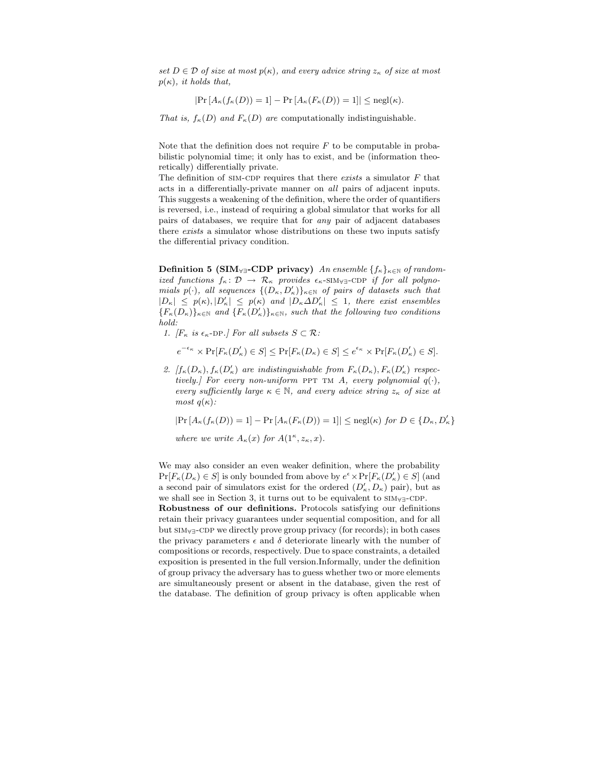*set $D \in \mathcal{D}$ of size at most $p(\kappa)$, and every advice string $z_\kappa$ of size at most $p(\kappa)$, it holds that,*

$$|\Pr[A_\kappa(f_\kappa(D)) = 1] - \Pr[A_\kappa(F_\kappa(D)) = 1]| \leq \text{negl}(\kappa).$$

*That is, $f_\kappa(D)$ and $F_\kappa(D)$ are* computationally indistinguishable.

Note that the definition does not require $F$ to be computable in probabilistic polynomial time; it only has to exist, and be (information theoretically) differentially private.

The definition of SIM-CDP requires that there *exists* a simulator $F$ that acts in a differentially-private manner on *all* pairs of adjacent inputs. This suggests a weakening of the definition, where the order of quantifiers is reversed, i.e., instead of requiring a global simulator that works for all pairs of databases, we require that for *any* pair of adjacent databases there *exists* a simulator whose distributions on these two inputs satisfy the differential privacy condition.

**Definition 5 (SIM$_{\forall\exists}$-CDP privacy)** *An ensemble $\{f_\kappa\}_{\kappa\in\mathbb{N}}$ of randomized functions $f_\kappa \colon \mathcal{D} \to \mathcal{R}_\kappa$ provides $\epsilon_\kappa$-SIM$_{\forall\exists}$-CDP if for all polynomials $p(\cdot)$, all sequences $\{(D_\kappa, D'_\kappa)\}_{\kappa\in\mathbb{N}}$ of pairs of datasets such that $|D_\kappa| \leq p(\kappa), |D'_\kappa| \leq p(\kappa)$ and $|D_\kappa \Delta D'_\kappa| \leq 1$, there exist ensembles $\{F_\kappa(D_\kappa)\}_{\kappa\in\mathbb{N}}$ and $\{F_\kappa(D'_\kappa)\}_{\kappa\in\mathbb{N}}$, such that the following two conditions hold:*

1. *[$F_\kappa$ is $\epsilon_\kappa$-DP.] For all subsets $S \subset \mathcal{R}$:*

$$e^{-\epsilon_\kappa} \times \Pr[F_\kappa(D'_\kappa) \in S] \leq \Pr[F_\kappa(D_\kappa) \in S] \leq e^{\epsilon_\kappa} \times \Pr[F_\kappa(D'_\kappa) \in S].$$

2. *[$f_\kappa(D_\kappa), f_\kappa(D'_\kappa)$ are indistinguishable from $F_\kappa(D_\kappa), F_\kappa(D'_\kappa)$ respectively.] For every non-uniform PPT TM $A$, every polynomial $q(\cdot)$, every sufficiently large $\kappa \in \mathbb{N}$, and every advice string $z_\kappa$ of size at most $q(\kappa)$:*

$$|\Pr[A_\kappa(f_\kappa(D)) = 1] - \Pr[A_\kappa(F_\kappa(D)) = 1]| \leq \text{negl}(\kappa) \text{ for } D \in \{D_\kappa, D'_\kappa\}$$

*where we write $A_\kappa(x)$ for $A(1^\kappa, z_\kappa, x)$.*

We may also consider an even weaker definition, where the probability $\Pr[F_\kappa(D_\kappa) \in S]$ is only bounded from above by $e^\epsilon \times \Pr[F_\kappa(D'_\kappa) \in S]$ (and a second pair of simulators exist for the ordered $(D'_\kappa, D_\kappa)$ pair), but as we shall see in Section 3, it turns out to be equivalent to SIM$_{\forall\exists}$-CDP.

**Robustness of our definitions.** Protocols satisfying our definitions retain their privacy guarantees under sequential composition, and for all but SIM$_{\forall\exists}$-CDP we directly prove group privacy (for records); in both cases the privacy parameters $\epsilon$ and $\delta$ deteriorate linearly with the number of compositions or records, respectively. Due to space constraints, a detailed exposition is presented in the full version.Informally, under the definition of group privacy the adversary has to guess whether two or more elements are simultaneously present or absent in the database, given the rest of the database. The definition of group privacy is often applicable when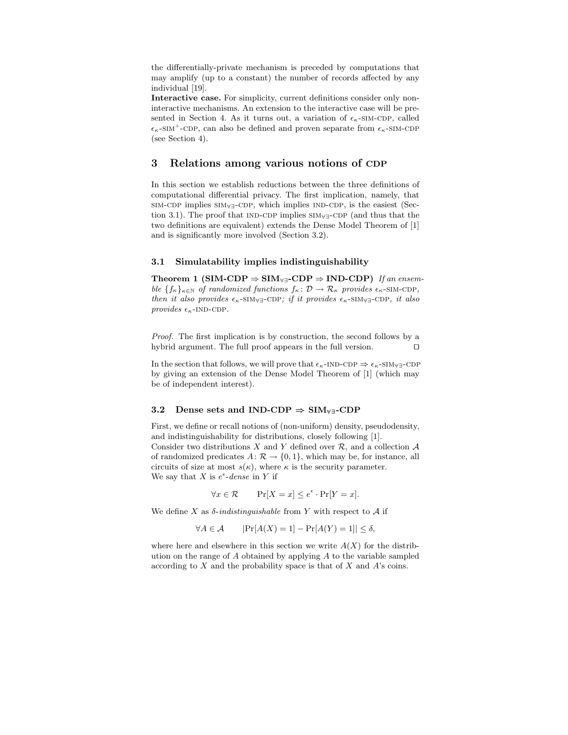the differentially-private mechanism is preceded by computations that may amplify (up to a constant) the number of records affected by any individual [19].

**Interactive case.** For simplicity, current definitions consider only non-interactive mechanisms. An extension to the interactive case will be presented in Section 4. As it turns out, a variation of $\epsilon_\kappa$-SIM-CDP, called $\epsilon_\kappa$-SIM$^+$-CDP, can also be defined and proven separate from $\epsilon_\kappa$-SIM-CDP (see Section 4).

## 3 Relations among various notions of CDP

In this section we establish reductions between the three definitions of computational differential privacy. The first implication, namely, that SIM-CDP implies SIM$_{\forall\exists}$-CDP, which implies IND-CDP, is the easiest (Section 3.1). The proof that IND-CDP implies SIM$_{\forall\exists}$-CDP (and thus that the two definitions are equivalent) extends the Dense Model Theorem of [1] and is significantly more involved (Section 3.2).

### 3.1 Simulatability implies indistinguishability

**Theorem 1 (SIM-CDP $\Rightarrow$ SIM$_{\forall\exists}$-CDP $\Rightarrow$ IND-CDP)** *If an ensemble $\{f_\kappa\}_{\kappa\in\mathbb{N}}$ of randomized functions $f_\kappa \colon \mathcal{D} \to \mathcal{R}_\kappa$ provides $\epsilon_\kappa$-SIM-CDP, then it also provides $\epsilon_\kappa$-SIM$_{\forall\exists}$-CDP; if it provides $\epsilon_\kappa$-SIM$_{\forall\exists}$-CDP, it also provides $\epsilon_\kappa$-IND-CDP.*

*Proof.* The first implication is by construction, the second follows by a hybrid argument. The full proof appears in the full version. ☐

In the section that follows, we will prove that $\epsilon_\kappa$-IND-CDP $\Rightarrow$ $\epsilon_\kappa$-SIM$_{\forall\exists}$-CDP by giving an extension of the Dense Model Theorem of [1] (which may be of independent interest).

### 3.2 Dense sets and IND-CDP $\Rightarrow$ SIM$_{\forall\exists}$-CDP

First, we define or recall notions of (non-uniform) density, pseudodensity, and indistinguishability for distributions, closely following [1].

Consider two distributions $X$ and $Y$ defined over $\mathcal{R}$, and a collection $\mathcal{A}$ of randomized predicates $A \colon \mathcal{R} \to \{0, 1\}$, which may be, for instance, all circuits of size at most $s(\kappa)$, where $\kappa$ is the security parameter.

We say that $X$ is $e^\epsilon$-*dense* in $Y$ if

$$\forall x \in \mathcal{R} \qquad \Pr[X = x] \leq e^\epsilon \cdot \Pr[Y = x].$$

We define $X$ as $\delta$-*indistinguishable* from $Y$ with respect to $\mathcal{A}$ if

$$\forall A \in \mathcal{A} \qquad |\Pr[A(X) = 1] - \Pr[A(Y) = 1]| \leq \delta,$$

where here and elsewhere in this section we write $A(X)$ for the distribution on the range of $A$ obtained by applying $A$ to the variable sampled according to $X$ and the probability space is that of $X$ and $A$'s coins.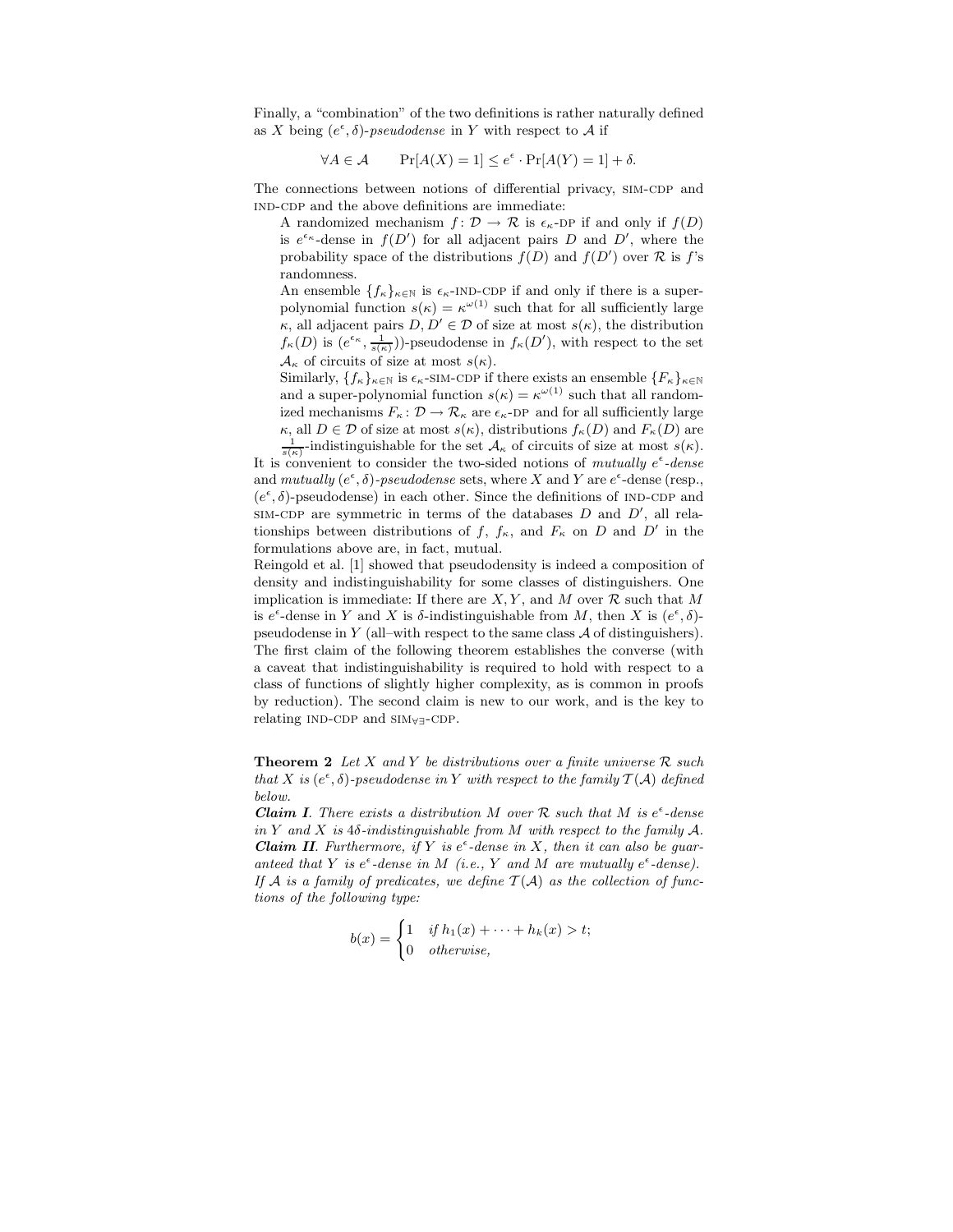Finally, a "combination" of the two definitions is rather naturally defined as $X$ being $(e^\epsilon, \delta)$-*pseudodense* in $Y$ with respect to $\mathcal{A}$ if

$$\forall A \in \mathcal{A} \qquad \Pr[A(X) = 1] \leq e^\epsilon \cdot \Pr[A(Y) = 1] + \delta.$$

The connections between notions of differential privacy, SIM-CDP and IND-CDP and the above definitions are immediate:

A randomized mechanism $f\colon \mathcal{D} \to \mathcal{R}$ is $\epsilon_\kappa$-DP if and only if $f(D)$ is $e^{\epsilon_\kappa}$-dense in $f(D')$ for all adjacent pairs $D$ and $D'$, where the probability space of the distributions $f(D)$ and $f(D')$ over $\mathcal{R}$ is $f$'s randomness.

An ensemble $\{f_\kappa\}_{\kappa\in\mathbb{N}}$ is $\epsilon_\kappa$-IND-CDP if and only if there is a super-polynomial function $s(\kappa) = \kappa^{\omega(1)}$ such that for all sufficiently large $\kappa$, all adjacent pairs $D, D' \in \mathcal{D}$ of size at most $s(\kappa)$, the distribution $f_\kappa(D)$ is $(e^{\epsilon_\kappa}, \frac{1}{s(\kappa)}))$-pseudodense in $f_\kappa(D')$, with respect to the set $\mathcal{A}_\kappa$ of circuits of size at most $s(\kappa)$.

Similarly, $\{f_\kappa\}_{\kappa\in\mathbb{N}}$ is $\epsilon_\kappa$-SIM-CDP if there exists an ensemble $\{F_\kappa\}_{\kappa\in\mathbb{N}}$ and a super-polynomial function $s(\kappa) = \kappa^{\omega(1)}$ such that all randomized mechanisms $F_\kappa\colon \mathcal{D} \to \mathcal{R}_\kappa$ are $\epsilon_\kappa$-DP and for all sufficiently large $\kappa$, all $D \in \mathcal{D}$ of size at most $s(\kappa)$, distributions $f_\kappa(D)$ and $F_\kappa(D)$ are $\frac{1}{s(\kappa)}$-indistinguishable for the set $\mathcal{A}_\kappa$ of circuits of size at most $s(\kappa)$.

It is convenient to consider the two-sided notions of *mutually* $e^\epsilon$*-dense* and *mutually* $(e^\epsilon, \delta)$*-pseudodense* sets, where $X$ and $Y$ are $e^\epsilon$-dense (resp., $(e^\epsilon, \delta)$-pseudodense) in each other. Since the definitions of IND-CDP and SIM-CDP are symmetric in terms of the databases $D$ and $D'$, all relationships between distributions of $f$, $f_\kappa$, and $F_\kappa$ on $D$ and $D'$ in the formulations above are, in fact, mutual.

Reingold et al. [1] showed that pseudodensity is indeed a composition of density and indistinguishability for some classes of distinguishers. One implication is immediate: If there are $X, Y$, and $M$ over $\mathcal{R}$ such that $M$ is $e^\epsilon$-dense in $Y$ and $X$ is $\delta$-indistinguishable from $M$, then $X$ is $(e^\epsilon, \delta)$-pseudodense in $Y$ (all–with respect to the same class $\mathcal{A}$ of distinguishers). The first claim of the following theorem establishes the converse (with a caveat that indistinguishability is required to hold with respect to a class of functions of slightly higher complexity, as is common in proofs by reduction). The second claim is new to our work, and is the key to relating IND-CDP and SIM$_{\forall\exists}$-CDP.

**Theorem 2** *Let $X$ and $Y$ be distributions over a finite universe $\mathcal{R}$ such that $X$ is $(e^\epsilon, \delta)$-pseudodense in $Y$ with respect to the family $\mathcal{T}(\mathcal{A})$ defined below.*

***Claim I**. There exists a distribution $M$ over $\mathcal{R}$ such that $M$ is $e^\epsilon$-dense in $Y$ and $X$ is $4\delta$-indistinguishable from $M$ with respect to the family $\mathcal{A}$.*

***Claim II**. Furthermore, if $Y$ is $e^\epsilon$-dense in $X$, then it can also be guaranteed that $Y$ is $e^\epsilon$-dense in $M$ (i.e., $Y$ and $M$ are mutually $e^\epsilon$-dense).*

*If $\mathcal{A}$ is a family of predicates, we define $\mathcal{T}(\mathcal{A})$ as the collection of functions of the following type:*

$$b(x) = \begin{cases} 1 & \text{if } h_1(x) + \cdots + h_k(x) > t; \\ 0 & \text{otherwise,} \end{cases}$$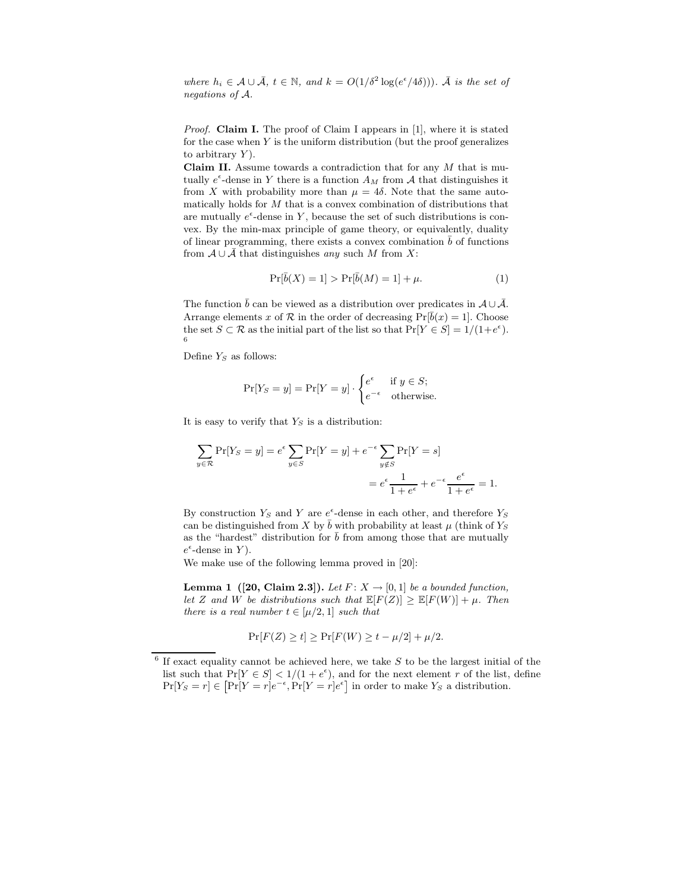*where $h_i \in \mathcal{A} \cup \bar{\mathcal{A}}$, $t \in \mathbb{N}$, and $k = O(1/\delta^2 \log(e^\epsilon/4\delta)))$. $\bar{\mathcal{A}}$ is the set of negations of $\mathcal{A}$.*

*Proof.* **Claim I.** The proof of Claim I appears in [1], where it is stated for the case when $Y$ is the uniform distribution (but the proof generalizes to arbitrary $Y$).

**Claim II.** Assume towards a contradiction that for any $M$ that is mutually $e^\epsilon$-dense in $Y$ there is a function $A_M$ from $\mathcal{A}$ that distinguishes it from $X$ with probability more than $\mu = 4\delta$. Note that the same automatically holds for $M$ that is a convex combination of distributions that are mutually $e^\epsilon$-dense in $Y$, because the set of such distributions is convex. By the min-max principle of game theory, or equivalently, duality of linear programming, there exists a convex combination $\bar{b}$ of functions from $\mathcal{A} \cup \bar{\mathcal{A}}$ that distinguishes *any* such $M$ from $X$:

$$\Pr[\bar{b}(X) = 1] > \Pr[\bar{b}(M) = 1] + \mu. \tag{1}$$

The function $\bar{b}$ can be viewed as a distribution over predicates in $\mathcal{A} \cup \bar{\mathcal{A}}$. Arrange elements $x$ of $\mathcal{R}$ in the order of decreasing $\Pr[\bar{b}(x) = 1]$. Choose the set $S \subset \mathcal{R}$ as the initial part of the list so that $\Pr[Y \in S] = 1/(1+e^\epsilon)$. [6]

Define $Y_S$ as follows:

$$\Pr[Y_S = y] = \Pr[Y = y] \cdot \begin{cases} e^\epsilon & \text{if } y \in S; \\ e^{-\epsilon} & \text{otherwise.} \end{cases}$$

It is easy to verify that $Y_S$ is a distribution:

$$\sum_{y \in \mathcal{R}} \Pr[Y_S = y] = e^\epsilon \sum_{y \in S} \Pr[Y = y] + e^{-\epsilon} \sum_{y \notin S} \Pr[Y = s]$$
$$= e^\epsilon \frac{1}{1+e^\epsilon} + e^{-\epsilon} \frac{e^\epsilon}{1+e^\epsilon} = 1.$$

By construction $Y_S$ and $Y$ are $e^\epsilon$-dense in each other, and therefore $Y_S$ can be distinguished from $X$ by $\bar{b}$ with probability at least $\mu$ (think of $Y_S$ as the "hardest" distribution for $\bar{b}$ from among those that are mutually $e^\epsilon$-dense in $Y$).

We make use of the following lemma proved in [20]:

**Lemma 1 ([20, Claim 2.3]).** *Let $F \colon X \to [0, 1]$ be a bounded function, let $Z$ and $W$ be distributions such that $\mathbb{E}[F(Z)] \geq \mathbb{E}[F(W)] + \mu$. Then there is a real number $t \in [\mu/2, 1]$ such that*

$$\Pr[F(Z) \geq t] \geq \Pr[F(W) \geq t - \mu/2] + \mu/2.$$

[6] If exact equality cannot be achieved here, we take $S$ to be the largest initial of the list such that $\Pr[Y \in S] < 1/(1+e^\epsilon)$, and for the next element $r$ of the list, define $\Pr[Y_S = r] \in \left[\Pr[Y = r]e^{-\epsilon}, \Pr[Y = r]e^\epsilon\right]$ in order to make $Y_S$ a distribution.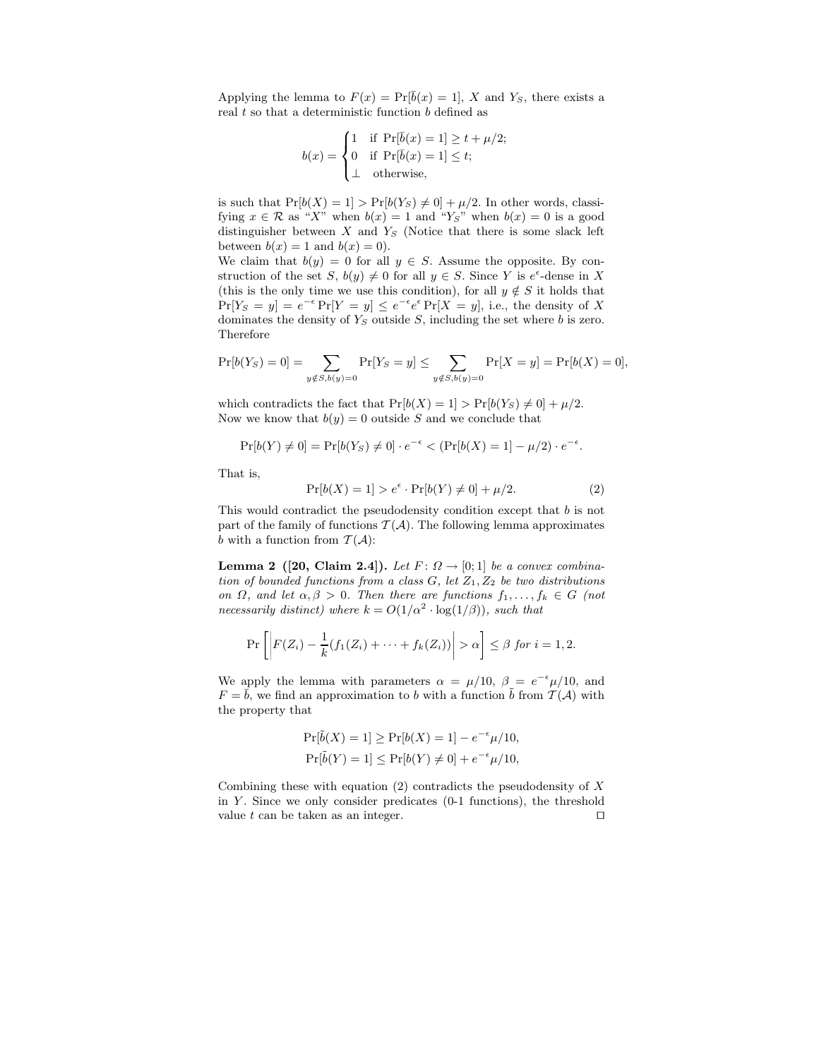Applying the lemma to $F(x) = \Pr[\bar{b}(x) = 1]$, $X$ and $Y_S$, there exists a real $t$ so that a deterministic function $b$ defined as

$$b(x) = \begin{cases} 1 & \text{if } \Pr[\bar{b}(x) = 1] \geq t + \mu/2; \\ 0 & \text{if } \Pr[\bar{b}(x) = 1] \leq t; \\ \bot & \text{otherwise,} \end{cases}$$

is such that $\Pr[b(X) = 1] > \Pr[b(Y_S) \neq 0] + \mu/2$. In other words, classifying $x \in \mathcal{R}$ as "$X$" when $b(x) = 1$ and "$Y_S$" when $b(x) = 0$ is a good distinguisher between $X$ and $Y_S$ (Notice that there is some slack left between $b(x) = 1$ and $b(x) = 0$).

We claim that $b(y) = 0$ for all $y \in S$. Assume the opposite. By construction of the set $S$, $b(y) \neq 0$ for all $y \in S$. Since $Y$ is $e^{\epsilon}$-dense in $X$ (this is the only time we use this condition), for all $y \notin S$ it holds that $\Pr[Y_S = y] = e^{-\epsilon} \Pr[Y = y] \leq e^{-\epsilon} e^{\epsilon} \Pr[X = y]$, i.e., the density of $X$ dominates the density of $Y_S$ outside $S$, including the set where $b$ is zero. Therefore

$$\Pr[b(Y_S) = 0] = \sum_{y \notin S, b(y)=0} \Pr[Y_S = y] \leq \sum_{y \notin S, b(y)=0} \Pr[X = y] = \Pr[b(X) = 0],$$

which contradicts the fact that $\Pr[b(X) = 1] > \Pr[b(Y_S) \neq 0] + \mu/2$.

Now we know that $b(y) = 0$ outside $S$ and we conclude that

$$\Pr[b(Y) \neq 0] = \Pr[b(Y_S) \neq 0] \cdot e^{-\epsilon} < (\Pr[b(X) = 1] - \mu/2) \cdot e^{-\epsilon}.$$

That is,

$$\Pr[b(X) = 1] > e^{\epsilon} \cdot \Pr[b(Y) \neq 0] + \mu/2. \tag{2}$$

This would contradict the pseudodensity condition except that $b$ is not part of the family of functions $\mathcal{T}(\mathcal{A})$. The following lemma approximates $b$ with a function from $\mathcal{T}(\mathcal{A})$:

**Lemma 2 ([20, Claim 2.4]).** *Let $F \colon \Omega \to [0;1]$ be a convex combination of bounded functions from a class $G$, let $Z_1, Z_2$ be two distributions on $\Omega$, and let $\alpha, \beta > 0$. Then there are functions $f_1, \ldots, f_k \in G$ (not necessarily distinct) where $k = O(1/\alpha^2 \cdot \log(1/\beta))$, such that*

$$\Pr\left[\left|F(Z_i) - \frac{1}{k}(f_1(Z_i) + \cdots + f_k(Z_i))\right| > \alpha\right] \leq \beta \text{ for } i = 1, 2.$$

We apply the lemma with parameters $\alpha = \mu/10$, $\beta = e^{-\epsilon}\mu/10$, and $F = \bar{b}$, we find an approximation to $b$ with a function $\tilde{b}$ from $\mathcal{T}(\mathcal{A})$ with the property that

$$\Pr[\tilde{b}(X) = 1] \geq \Pr[b(X) = 1] - e^{-\epsilon}\mu/10,$$
$$\Pr[\tilde{b}(Y) = 1] \leq \Pr[b(Y) \neq 0] + e^{-\epsilon}\mu/10,$$

Combining these with equation (2) contradicts the pseudodensity of $X$ in $Y$. Since we only consider predicates (0-1 functions), the threshold value $t$ can be taken as an integer. $\square$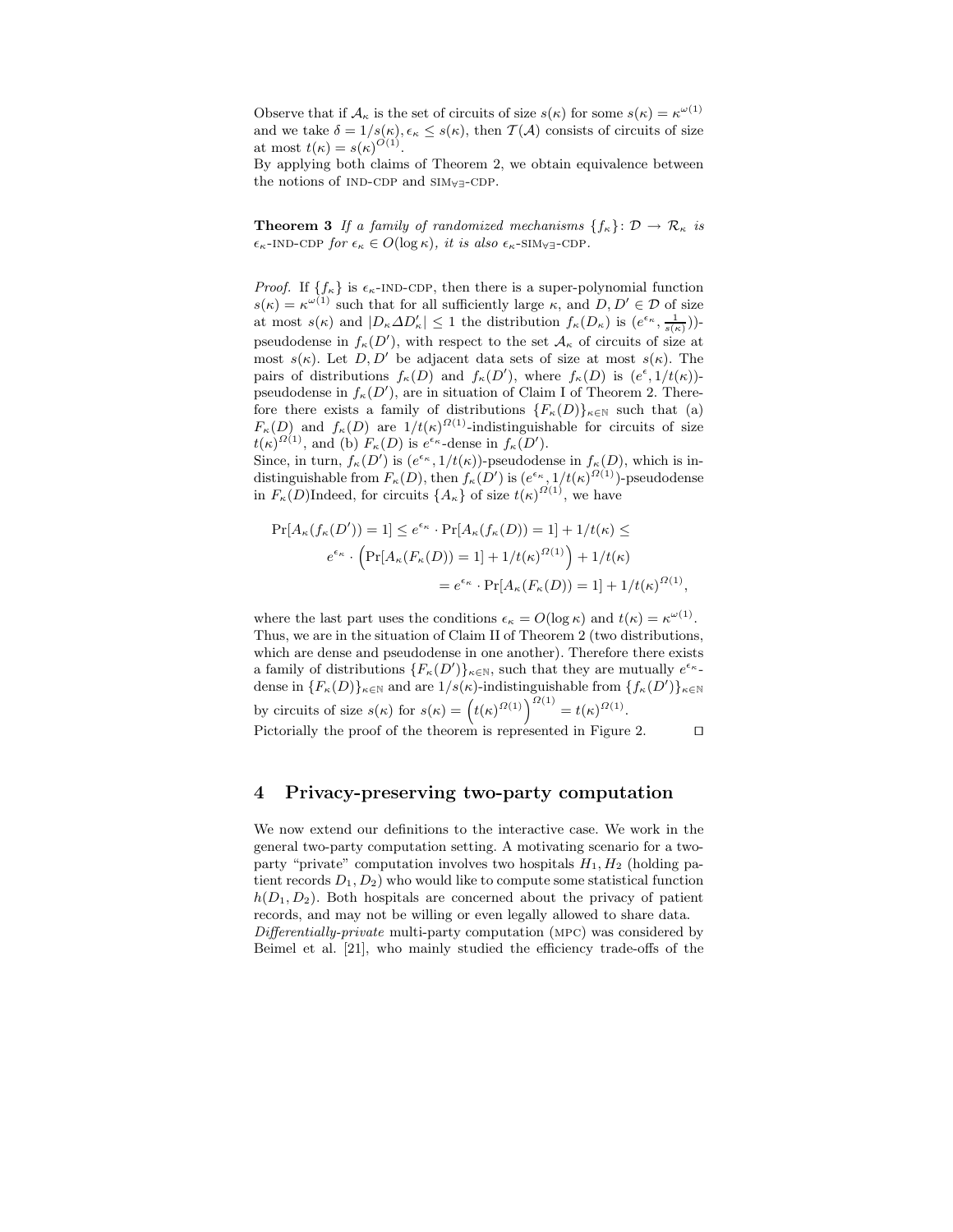Observe that if $\mathcal{A}_\kappa$ is the set of circuits of size $s(\kappa)$ for some $s(\kappa) = \kappa^{\omega(1)}$ and we take $\delta = 1/s(\kappa), \epsilon_\kappa \leq s(\kappa)$, then $\mathcal{T}(\mathcal{A})$ consists of circuits of size at most $t(\kappa) = s(\kappa)^{O(1)}$.

By applying both claims of Theorem 2, we obtain equivalence between the notions of IND-CDP and SIM$_{\forall\exists}$-CDP.

**Theorem 3** *If a family of randomized mechanisms $\{f_\kappa\} \colon \mathcal{D} \to \mathcal{R}_\kappa$ is $\epsilon_\kappa$-IND-CDP for $\epsilon_\kappa \in O(\log \kappa)$, it is also $\epsilon_\kappa$-SIM$_{\forall\exists}$-CDP.*

*Proof.* If $\{f_\kappa\}$ is $\epsilon_\kappa$-IND-CDP, then there is a super-polynomial function $s(\kappa) = \kappa^{\omega(1)}$ such that for all sufficiently large $\kappa$, and $D, D' \in \mathcal{D}$ of size at most $s(\kappa)$ and $|D_\kappa \Delta D'_\kappa| \leq 1$ the distribution $f_\kappa(D_\kappa)$ is $(e^{\epsilon_\kappa}, \frac{1}{s(\kappa)})$)-pseudodense in $f_\kappa(D')$, with respect to the set $\mathcal{A}_\kappa$ of circuits of size at most $s(\kappa)$. Let $D, D'$ be adjacent data sets of size at most $s(\kappa)$. The pairs of distributions $f_\kappa(D)$ and $f_\kappa(D')$, where $f_\kappa(D)$ is $(e^\epsilon, 1/t(\kappa))$-pseudodense in $f_\kappa(D')$, are in situation of Claim I of Theorem 2. Therefore there exists a family of distributions $\{F_\kappa(D)\}_{\kappa\in\mathbb{N}}$ such that (a) $F_\kappa(D)$ and $f_\kappa(D)$ are $1/t(\kappa)^{\Omega(1)}$-indistinguishable for circuits of size $t(\kappa)^{\Omega(1)}$, and (b) $F_\kappa(D)$ is $e^{\epsilon_\kappa}$-dense in $f_\kappa(D')$.

Since, in turn, $f_\kappa(D')$ is $(e^{\epsilon_\kappa}, 1/t(\kappa))$-pseudodense in $f_\kappa(D)$, which is indistinguishable from $F_\kappa(D)$, then $f_\kappa(D')$ is $(e^{\epsilon_\kappa}, 1/t(\kappa)^{\Omega(1)})$-pseudodense in $F_\kappa(D)$Indeed, for circuits $\{A_\kappa\}$ of size $t(\kappa)^{\Omega(1)}$, we have

$$
\begin{aligned}
\Pr[A_\kappa(f_\kappa(D')) = 1] &\leq e^{\epsilon_\kappa} \cdot \Pr[A_\kappa(f_\kappa(D)) = 1] + 1/t(\kappa) \leq \\
& e^{\epsilon_\kappa} \cdot \left(\Pr[A_\kappa(F_\kappa(D)) = 1] + 1/t(\kappa)^{\Omega(1)}\right) + 1/t(\kappa) \\
&= e^{\epsilon_\kappa} \cdot \Pr[A_\kappa(F_\kappa(D)) = 1] + 1/t(\kappa)^{\Omega(1)},
\end{aligned}
$$

where the last part uses the conditions $\epsilon_\kappa = O(\log \kappa)$ and $t(\kappa) = \kappa^{\omega(1)}$. Thus, we are in the situation of Claim II of Theorem 2 (two distributions, which are dense and pseudodense in one another). Therefore there exists a family of distributions $\{F_\kappa(D')\}_{\kappa\in\mathbb{N}}$, such that they are mutually $e^{\epsilon_\kappa}$-dense in $\{F_\kappa(D)\}_{\kappa\in\mathbb{N}}$ and are $1/s(\kappa)$-indistinguishable from $\{f_\kappa(D')\}_{\kappa\in\mathbb{N}}$ by circuits of size $s(\kappa)$ for $s(\kappa) = \left(t(\kappa)^{\Omega(1)}\right)^{\Omega(1)} = t(\kappa)^{\Omega(1)}$.

Pictorially the proof of the theorem is represented in Figure 2. ⊓⊔

## 4 Privacy-preserving two-party computation

We now extend our definitions to the interactive case. We work in the general two-party computation setting. A motivating scenario for a two-party "private" computation involves two hospitals $H_1, H_2$ (holding patient records $D_1, D_2$) who would like to compute some statistical function $h(D_1, D_2)$. Both hospitals are concerned about the privacy of patient records, and may not be willing or even legally allowed to share data.

*Differentially-private* multi-party computation (MPC) was considered by Beimel et al. [21], who mainly studied the efficiency trade-offs of the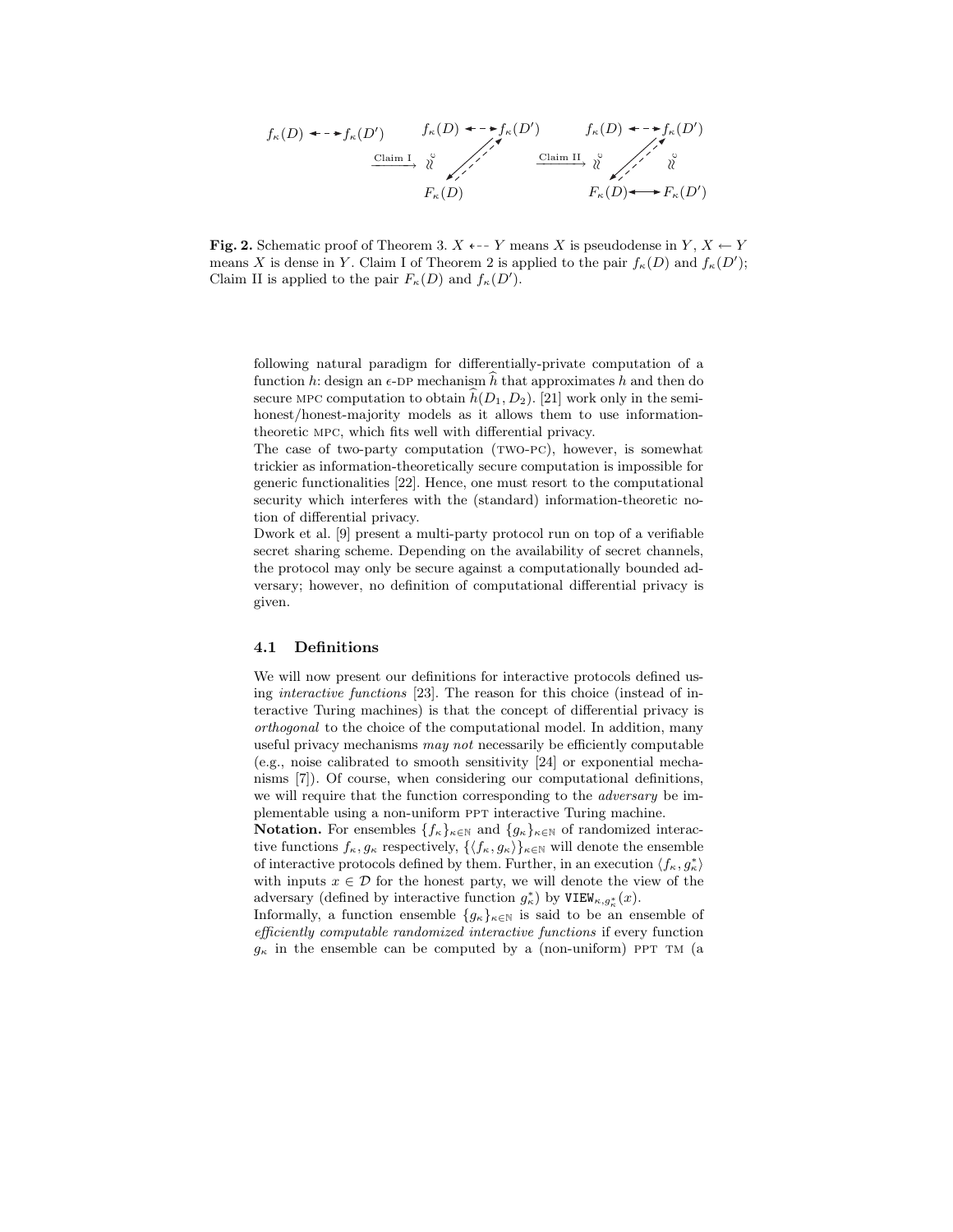$$f_\kappa(D) \dashleftarrow\dashrightarrow f_\kappa(D') \xrightarrow{\text{Claim I}} \ldots \xrightarrow{\text{Claim II}} \ldots$$

**Fig. 2.** Schematic proof of Theorem 3. $X \dashleftarrow Y$ means $X$ is pseudodense in $Y$, $X \leftarrow Y$ means $X$ is dense in $Y$. Claim I of Theorem 2 is applied to the pair $f_\kappa(D)$ and $f_\kappa(D')$; Claim II is applied to the pair $F_\kappa(D)$ and $f_\kappa(D')$.

following natural paradigm for differentially-private computation of a function $h$: design an $\epsilon$-DP mechanism $\widehat{h}$ that approximates $h$ and then do secure MPC computation to obtain $\widehat{h}(D_1, D_2)$. [21] work only in the semi-honest/honest-majority models as it allows them to use information-theoretic MPC, which fits well with differential privacy.

The case of two-party computation (TWO-PC), however, is somewhat trickier as information-theoretically secure computation is impossible for generic functionalities [22]. Hence, one must resort to the computational security which interferes with the (standard) information-theoretic notion of differential privacy.

Dwork et al. [9] present a multi-party protocol run on top of a verifiable secret sharing scheme. Depending on the availability of secret channels, the protocol may only be secure against a computationally bounded adversary; however, no definition of computational differential privacy is given.

### 4.1 Definitions

We will now present our definitions for interactive protocols defined using *interactive functions* [23]. The reason for this choice (instead of interactive Turing machines) is that the concept of differential privacy is *orthogonal* to the choice of the computational model. In addition, many useful privacy mechanisms *may not* necessarily be efficiently computable (e.g., noise calibrated to smooth sensitivity [24] or exponential mechanisms [7]). Of course, when considering our computational definitions, we will require that the function corresponding to the *adversary* be implementable using a non-uniform PPT interactive Turing machine.

**Notation.** For ensembles $\{f_\kappa\}_{\kappa\in\mathbb{N}}$ and $\{g_\kappa\}_{\kappa\in\mathbb{N}}$ of randomized interactive functions $f_\kappa, g_\kappa$ respectively, $\{\langle f_\kappa, g_\kappa\rangle\}_{\kappa\in\mathbb{N}}$ will denote the ensemble of interactive protocols defined by them. Further, in an execution $\langle f_\kappa, g_\kappa^*\rangle$ with inputs $x \in \mathcal{D}$ for the honest party, we will denote the view of the adversary (defined by interactive function $g_\kappa^*$) by $\mathtt{VIEW}_{\kappa,g_\kappa^*}(x)$.

Informally, a function ensemble $\{g_\kappa\}_{\kappa\in\mathbb{N}}$ is said to be an ensemble of *efficiently computable randomized interactive functions* if every function $g_\kappa$ in the ensemble can be computed by a (non-uniform) PPT TM (a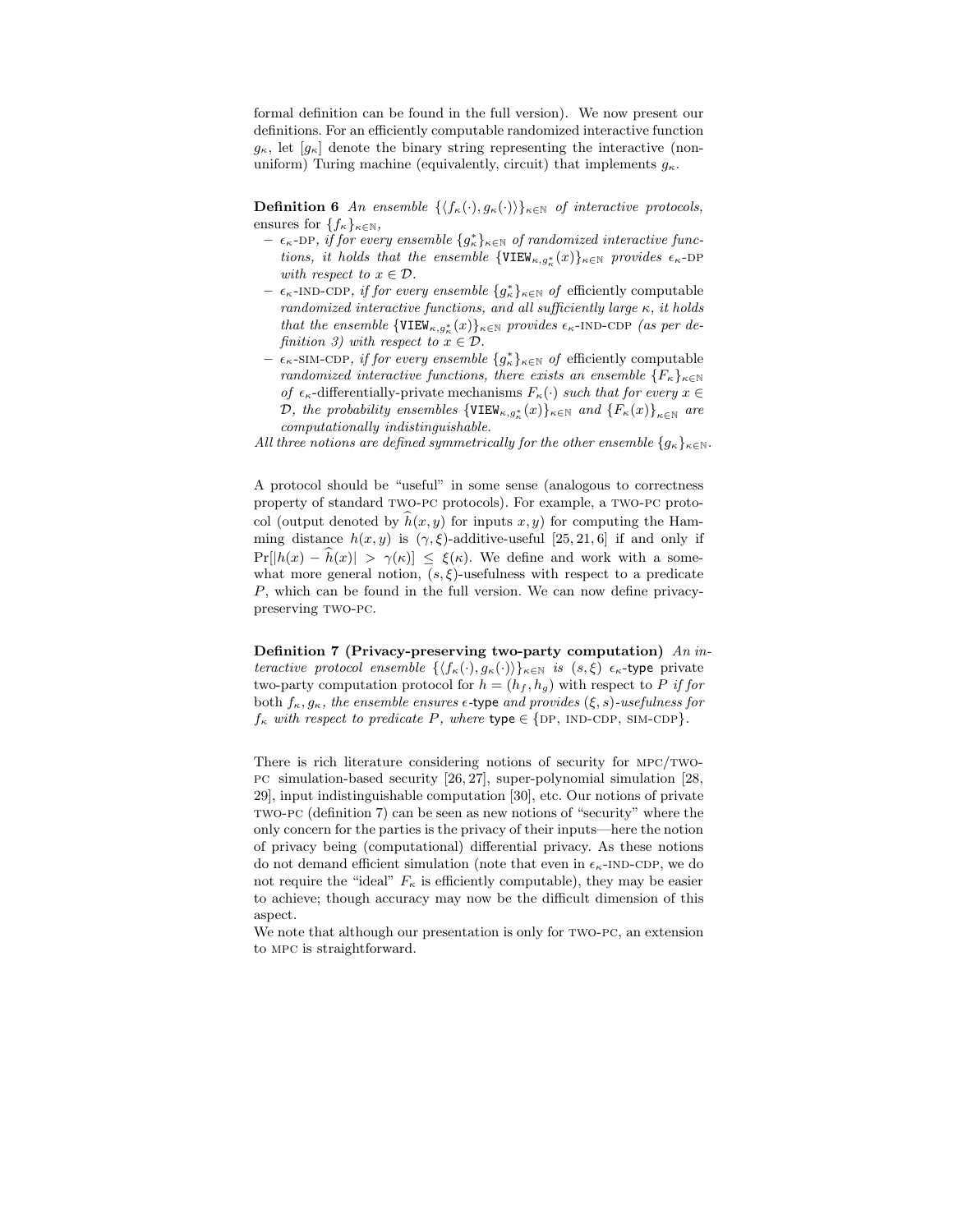formal definition can be found in the full version). We now present our definitions. For an efficiently computable randomized interactive function $g_\kappa$, let $[g_\kappa]$ denote the binary string representing the interactive (non-uniform) Turing machine (equivalently, circuit) that implements $g_\kappa$.

**Definition 6** *An ensemble* $\{\langle f_\kappa(\cdot), g_\kappa(\cdot)\rangle\}_{\kappa\in\mathbb{N}}$ *of interactive protocols,* ensures for $\{f_\kappa\}_{\kappa\in\mathbb{N}}$,

- $\epsilon_\kappa$-DP, *if for every ensemble* $\{g^*_\kappa\}_{\kappa\in\mathbb{N}}$ *of randomized interactive functions, it holds that the ensemble* $\{\mathtt{VIEW}_{\kappa,g^*_\kappa}(x)\}_{\kappa\in\mathbb{N}}$ *provides* $\epsilon_\kappa$-DP *with respect to* $x \in \mathcal{D}$.
- $\epsilon_\kappa$-IND-CDP, *if for every ensemble* $\{g^*_\kappa\}_{\kappa\in\mathbb{N}}$ *of* efficiently computable *randomized interactive functions, and all sufficiently large* $\kappa$, *it holds that the ensemble* $\{\mathtt{VIEW}_{\kappa,g^*_\kappa}(x)\}_{\kappa\in\mathbb{N}}$ *provides* $\epsilon_\kappa$-IND-CDP *(as per definition 3) with respect to* $x \in \mathcal{D}$.
- $\epsilon_\kappa$-SIM-CDP, *if for every ensemble* $\{g^*_\kappa\}_{\kappa\in\mathbb{N}}$ *of* efficiently computable *randomized interactive functions, there exists an ensemble* $\{F_\kappa\}_{\kappa\in\mathbb{N}}$ *of* $\epsilon_\kappa$*-differentially-private mechanisms* $F_\kappa(\cdot)$ *such that for every* $x \in \mathcal{D}$, *the probability ensembles* $\{\mathtt{VIEW}_{\kappa,g^*_\kappa}(x)\}_{\kappa\in\mathbb{N}}$ *and* $\{F_\kappa(x)\}_{\kappa\in\mathbb{N}}$ *are computationally indistinguishable.*

*All three notions are defined symmetrically for the other ensemble* $\{g_\kappa\}_{\kappa\in\mathbb{N}}$.

A protocol should be "useful" in some sense (analogous to correctness property of standard TWO-PC protocols). For example, a TWO-PC protocol (output denoted by $\widehat{h}(x, y)$ for inputs $x, y$) for computing the Hamming distance $h(x, y)$ is $(\gamma, \xi)$-additive-useful [25, 21, 6] if and only if $\Pr[|h(x) - \widehat{h}(x)| > \gamma(\kappa)] \le \xi(\kappa)$. We define and work with a somewhat more general notion, $(s, \xi)$-usefulness with respect to a predicate $P$, which can be found in the full version. We can now define privacy-preserving TWO-PC.

**Definition 7 (Privacy-preserving two-party computation)** *An interactive protocol ensemble* $\{\langle f_\kappa(\cdot), g_\kappa(\cdot)\rangle\}_{\kappa\in\mathbb{N}}$ *is* $(s, \xi)$ $\epsilon_\kappa$-$\mathsf{type}$ private two-party computation protocol for $h = (h_f, h_g)$ with respect to $P$ *if for* both $f_\kappa, g_\kappa$, *the ensemble ensures* $\epsilon$-$\mathsf{type}$ *and provides* $(\xi, s)$*-usefulness for* $f_\kappa$ *with respect to predicate* $P$, *where* $\mathsf{type} \in \{$DP, IND-CDP, SIM-CDP$\}$.

There is rich literature considering notions of security for MPC/TWO-PC simulation-based security [26, 27], super-polynomial simulation [28, 29], input indistinguishable computation [30], etc. Our notions of private TWO-PC (definition 7) can be seen as new notions of "security" where the only concern for the parties is the privacy of their inputs—here the notion of privacy being (computational) differential privacy. As these notions do not demand efficient simulation (note that even in $\epsilon_\kappa$-IND-CDP, we do not require the "ideal" $F_\kappa$ is efficiently computable), they may be easier to achieve; though accuracy may now be the difficult dimension of this aspect.

We note that although our presentation is only for TWO-PC, an extension to MPC is straightforward.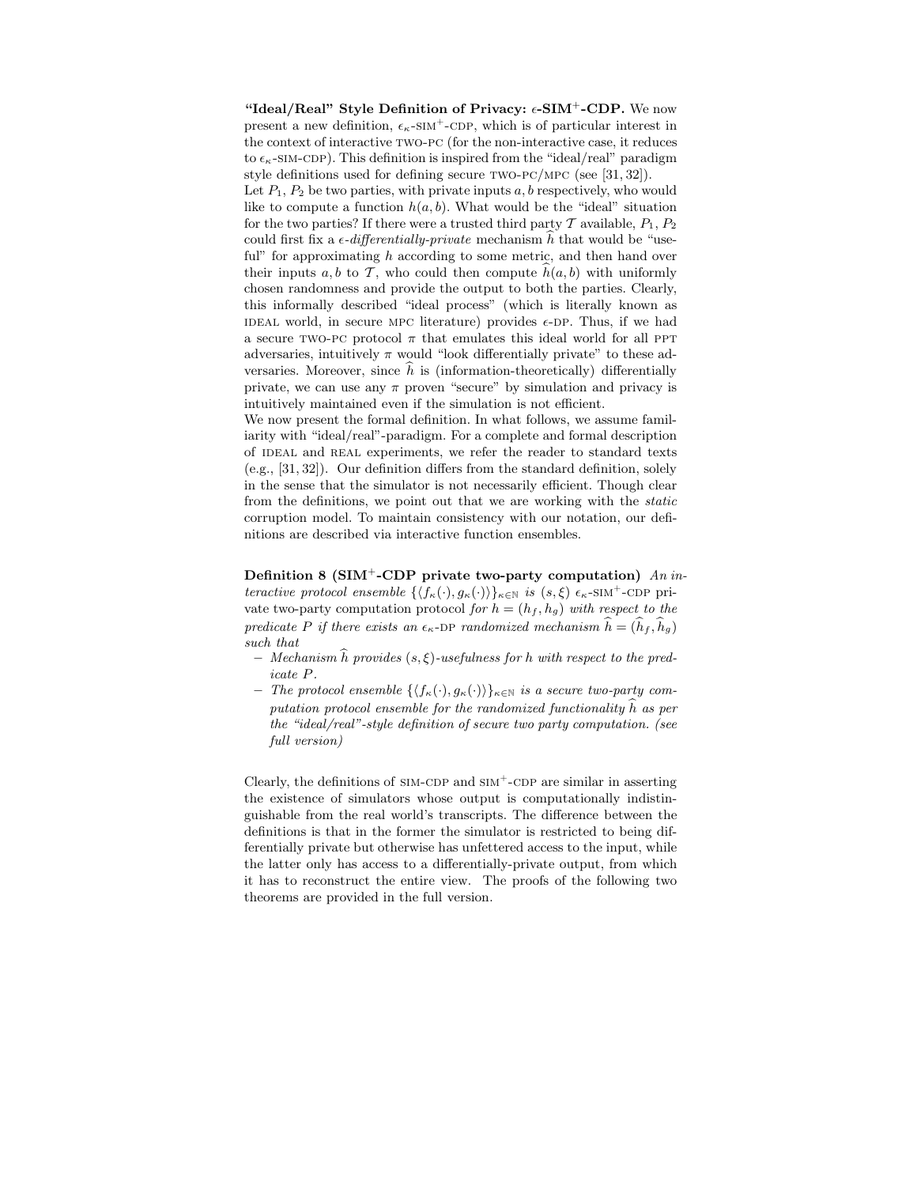**"Ideal/Real" Style Definition of Privacy: $\epsilon$-SIM$^+$-CDP.** We now present a new definition, $\epsilon_\kappa$-SIM$^+$-CDP, which is of particular interest in the context of interactive TWO-PC (for the non-interactive case, it reduces to $\epsilon_\kappa$-SIM-CDP). This definition is inspired from the "ideal/real" paradigm style definitions used for defining secure TWO-PC/MPC (see [31, 32]).

Let $P_1$, $P_2$ be two parties, with private inputs $a, b$ respectively, who would like to compute a function $h(a, b)$. What would be the "ideal" situation for the two parties? If there were a trusted third party $\mathcal{T}$ available, $P_1$, $P_2$ could first fix a $\epsilon$-*differentially-private* mechanism $\widehat{h}$ that would be "useful" for approximating $h$ according to some metric, and then hand over their inputs $a, b$ to $\mathcal{T}$, who could then compute $\widehat{h}(a, b)$ with uniformly chosen randomness and provide the output to both the parties. Clearly, this informally described "ideal process" (which is literally known as IDEAL world, in secure MPC literature) provides $\epsilon$-DP. Thus, if we had a secure TWO-PC protocol $\pi$ that emulates this ideal world for all PPT adversaries, intuitively $\pi$ would "look differentially private" to these adversaries. Moreover, since $\widehat{h}$ is (information-theoretically) differentially private, we can use any $\pi$ proven "secure" by simulation and privacy is intuitively maintained even if the simulation is not efficient.

We now present the formal definition. In what follows, we assume familiarity with "ideal/real"-paradigm. For a complete and formal description of IDEAL and REAL experiments, we refer the reader to standard texts (e.g., [31, 32]). Our definition differs from the standard definition, solely in the sense that the simulator is not necessarily efficient. Though clear from the definitions, we point out that we are working with the *static* corruption model. To maintain consistency with our notation, our definitions are described via interactive function ensembles.

**Definition 8 (SIM$^+$-CDP private two-party computation)** *An interactive protocol ensemble* $\{\langle f_\kappa(\cdot), g_\kappa(\cdot)\rangle\}_{\kappa\in\mathbb{N}}$ *is* $(s, \xi)$ $\epsilon_\kappa$-SIM$^+$-CDP private two-party computation protocol *for* $h = (h_f, h_g)$ *with respect to the predicate* $P$ *if there exists an* $\epsilon_\kappa$-DP *randomized mechanism* $\widehat{h} = (\widehat{h}_f, \widehat{h}_g)$ *such that*

- *Mechanism* $\widehat{h}$ *provides* $(s, \xi)$*-usefulness for* $h$ *with respect to the predicate* $P$*.*
- *The protocol ensemble* $\{\langle f_\kappa(\cdot), g_\kappa(\cdot)\rangle\}_{\kappa\in\mathbb{N}}$ *is a secure two-party computation protocol ensemble for the randomized functionality* $\widehat{h}$ *as per the "ideal/real"-style definition of secure two party computation. (see full version)*

Clearly, the definitions of SIM-CDP and SIM$^+$-CDP are similar in asserting the existence of simulators whose output is computationally indistinguishable from the real world's transcripts. The difference between the definitions is that in the former the simulator is restricted to being differentially private but otherwise has unfettered access to the input, while the latter only has access to a differentially-private output, from which it has to reconstruct the entire view. The proofs of the following two theorems are provided in the full version.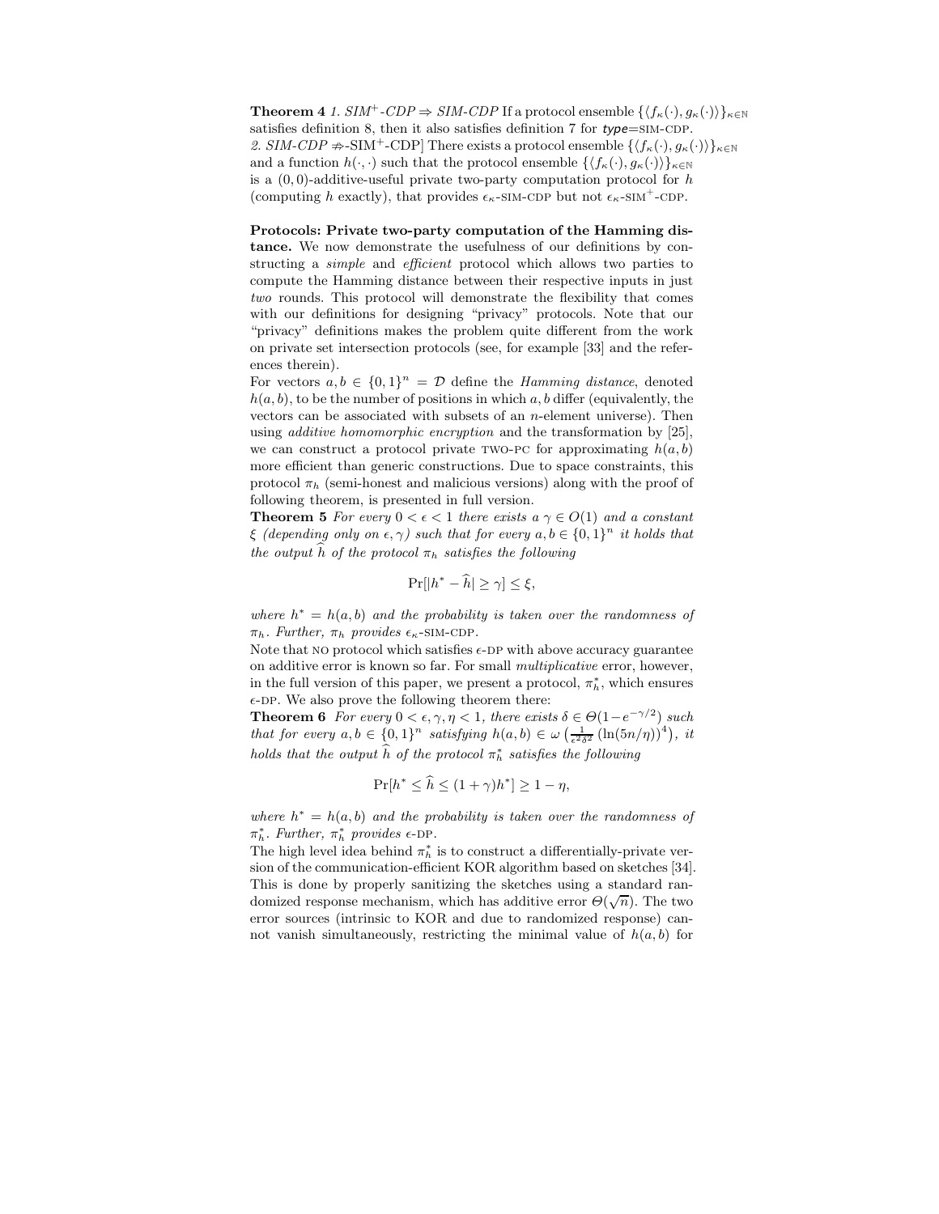**Theorem 4** *1. $SIM^+$-CDP $\Rightarrow$ SIM-CDP* If a protocol ensemble $\{\langle f_\kappa(\cdot), g_\kappa(\cdot)\rangle\}_{\kappa\in\mathbb{N}}$ satisfies definition 8, then it also satisfies definition 7 for *type*=SIM-CDP.
*2. SIM-CDP $\not\Rightarrow$-SIM$^+$-CDP]* There exists a protocol ensemble $\{\langle f_\kappa(\cdot), g_\kappa(\cdot)\rangle\}_{\kappa\in\mathbb{N}}$ and a function $h(\cdot,\cdot)$ such that the protocol ensemble $\{\langle f_\kappa(\cdot), g_\kappa(\cdot)\rangle\}_{\kappa\in\mathbb{N}}$ is a $(0,0)$-additive-useful private two-party computation protocol for $h$ (computing $h$ exactly), that provides $\epsilon_\kappa$-SIM-CDP but not $\epsilon_\kappa$-SIM$^+$-CDP.

**Protocols: Private two-party computation of the Hamming distance.** We now demonstrate the usefulness of our definitions by constructing a *simple* and *efficient* protocol which allows two parties to compute the Hamming distance between their respective inputs in just *two* rounds. This protocol will demonstrate the flexibility that comes with our definitions for designing "privacy" protocols. Note that our "privacy" definitions makes the problem quite different from the work on private set intersection protocols (see, for example [33] and the references therein).

For vectors $a, b \in \{0,1\}^n = \mathcal{D}$ define the *Hamming distance*, denoted $h(a,b)$, to be the number of positions in which $a, b$ differ (equivalently, the vectors can be associated with subsets of an $n$-element universe). Then using *additive homomorphic encryption* and the transformation by [25], we can construct a protocol private TWO-PC for approximating $h(a,b)$ more efficient than generic constructions. Due to space constraints, this protocol $\pi_h$ (semi-honest and malicious versions) along with the proof of following theorem, is presented in full version.

**Theorem 5** *For every $0 < \epsilon < 1$ there exists a $\gamma \in O(1)$ and a constant $\xi$ (depending only on $\epsilon, \gamma$) such that for every $a, b \in \{0,1\}^n$ it holds that the output $\widehat{h}$ of the protocol $\pi_h$ satisfies the following*

$$\Pr[|h^* - \widehat{h}| \geq \gamma] \leq \xi,$$

*where $h^* = h(a,b)$ and the probability is taken over the randomness of $\pi_h$. Further, $\pi_h$ provides $\epsilon_\kappa$-SIM-CDP.*

Note that NO protocol which satisfies $\epsilon$-DP with above accuracy guarantee on additive error is known so far. For small *multiplicative* error, however, in the full version of this paper, we present a protocol, $\pi_h^*$, which ensures $\epsilon$-DP. We also prove the following theorem there:

**Theorem 6** *For every $0 < \epsilon, \gamma, \eta < 1$, there exists $\delta \in \Theta(1 - e^{-\gamma/2})$ such that for every $a, b \in \{0,1\}^n$ satisfying $h(a,b) \in \omega\left(\frac{1}{\epsilon^2\delta^2}\left(\ln(5n/\eta)\right)^4\right)$, it holds that the output $\widehat{h}$ of the protocol $\pi_h^*$ satisfies the following*

$$\Pr[h^* \leq \widehat{h} \leq (1+\gamma)h^*] \geq 1 - \eta,$$

*where $h^* = h(a,b)$ and the probability is taken over the randomness of $\pi_h^*$. Further, $\pi_h^*$ provides $\epsilon$-DP.*

The high level idea behind $\pi_h^*$ is to construct a differentially-private version of the communication-efficient KOR algorithm based on sketches [34]. This is done by properly sanitizing the sketches using a standard randomized response mechanism, which has additive error $\Theta(\sqrt{n})$. The two error sources (intrinsic to KOR and due to randomized response) cannot vanish simultaneously, restricting the minimal value of $h(a,b)$ for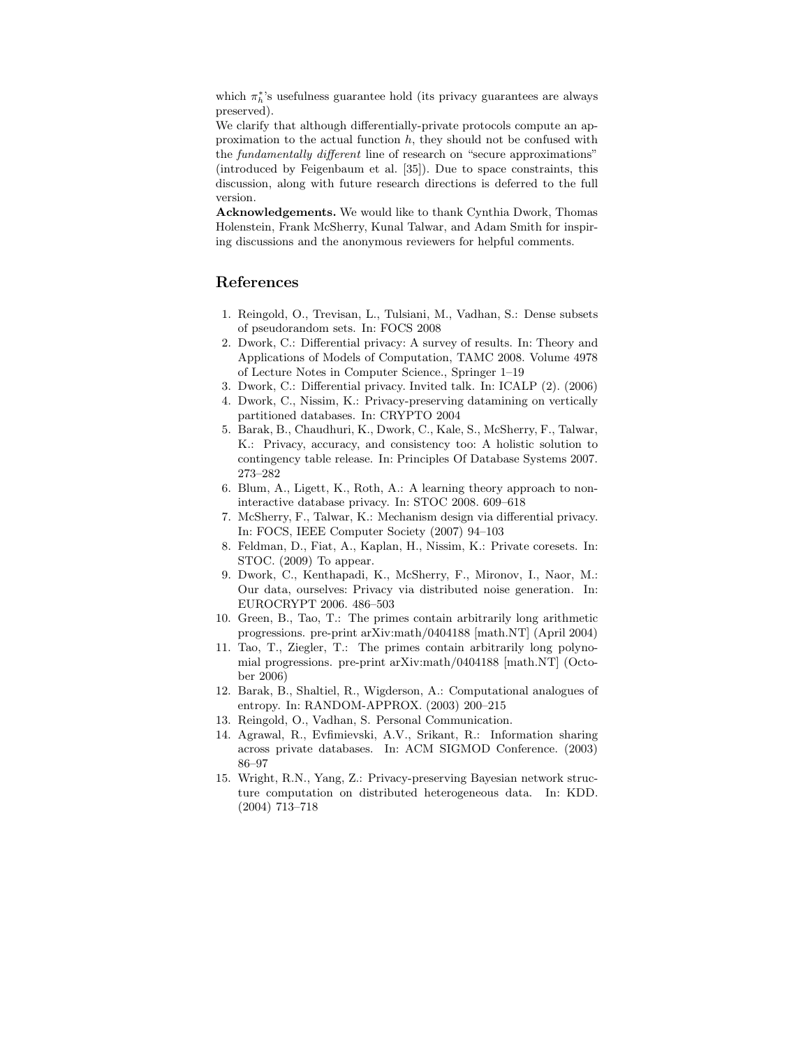which $\pi_h^*$'s usefulness guarantee hold (its privacy guarantees are always preserved).

We clarify that although differentially-private protocols compute an approximation to the actual function $h$, they should not be confused with the *fundamentally different* line of research on "secure approximations" (introduced by Feigenbaum et al. [35]). Due to space constraints, this discussion, along with future research directions is deferred to the full version.

**Acknowledgements.** We would like to thank Cynthia Dwork, Thomas Holenstein, Frank McSherry, Kunal Talwar, and Adam Smith for inspiring discussions and the anonymous reviewers for helpful comments.

## References

1. Reingold, O., Trevisan, L., Tulsiani, M., Vadhan, S.: Dense subsets of pseudorandom sets. In: FOCS 2008
2. Dwork, C.: Differential privacy: A survey of results. In: Theory and Applications of Models of Computation, TAMC 2008. Volume 4978 of Lecture Notes in Computer Science., Springer 1–19
3. Dwork, C.: Differential privacy. Invited talk. In: ICALP (2). (2006)
4. Dwork, C., Nissim, K.: Privacy-preserving datamining on vertically partitioned databases. In: CRYPTO 2004
5. Barak, B., Chaudhuri, K., Dwork, C., Kale, S., McSherry, F., Talwar, K.: Privacy, accuracy, and consistency too: A holistic solution to contingency table release. In: Principles Of Database Systems 2007. 273–282
6. Blum, A., Ligett, K., Roth, A.: A learning theory approach to non-interactive database privacy. In: STOC 2008. 609–618
7. McSherry, F., Talwar, K.: Mechanism design via differential privacy. In: FOCS, IEEE Computer Society (2007) 94–103
8. Feldman, D., Fiat, A., Kaplan, H., Nissim, K.: Private coresets. In: STOC. (2009) To appear.
9. Dwork, C., Kenthapadi, K., McSherry, F., Mironov, I., Naor, M.: Our data, ourselves: Privacy via distributed noise generation. In: EUROCRYPT 2006. 486–503
10. Green, B., Tao, T.: The primes contain arbitrarily long arithmetic progressions. pre-print arXiv:math/0404188 [math.NT] (April 2004)
11. Tao, T., Ziegler, T.: The primes contain arbitrarily long polynomial progressions. pre-print arXiv:math/0404188 [math.NT] (October 2006)
12. Barak, B., Shaltiel, R., Wigderson, A.: Computational analogues of entropy. In: RANDOM-APPROX. (2003) 200–215
13. Reingold, O., Vadhan, S. Personal Communication.
14. Agrawal, R., Evfimievski, A.V., Srikant, R.: Information sharing across private databases. In: ACM SIGMOD Conference. (2003) 86–97
15. Wright, R.N., Yang, Z.: Privacy-preserving Bayesian network structure computation on distributed heterogeneous data. In: KDD. (2004) 713–718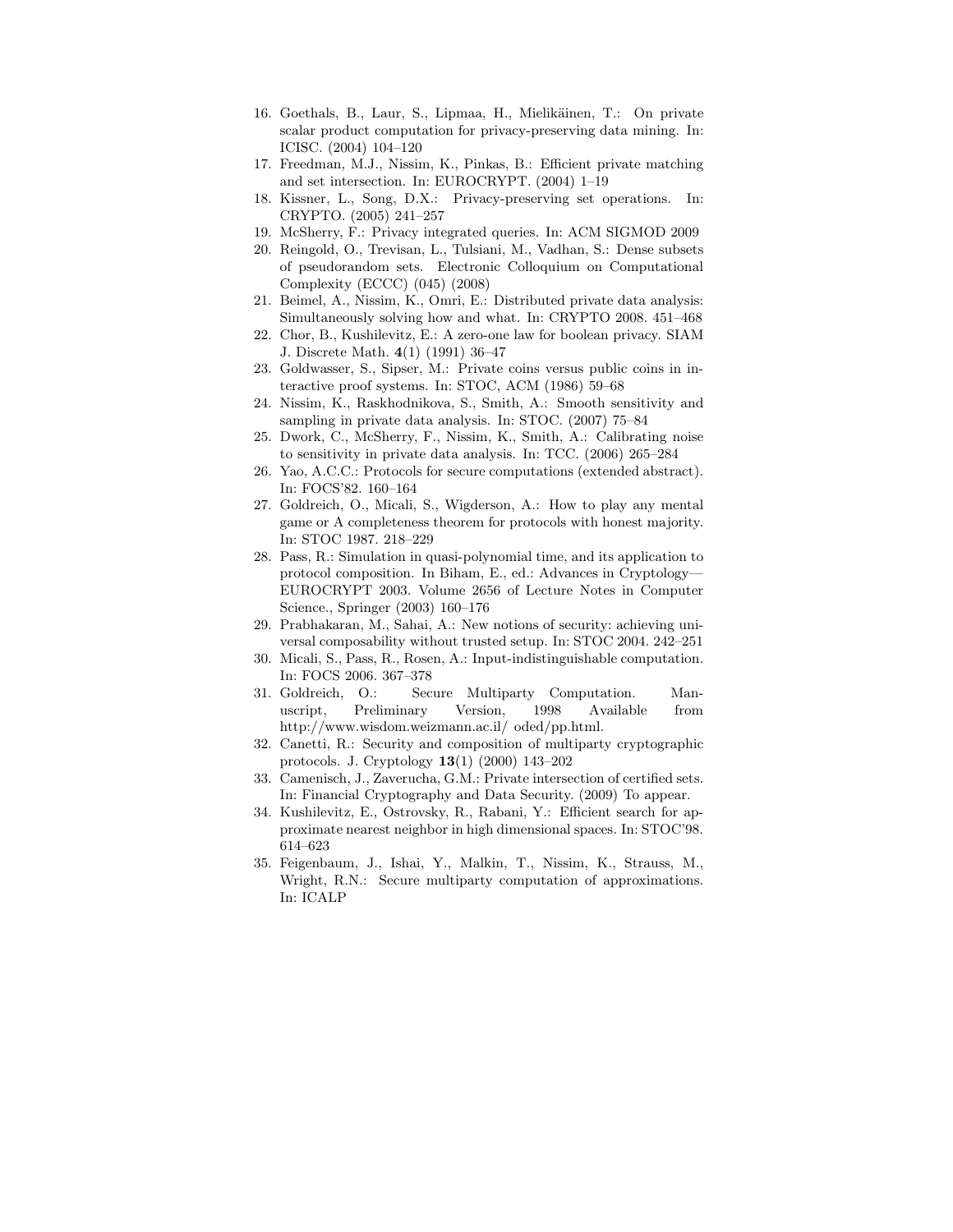16. Goethals, B., Laur, S., Lipmaa, H., Mielikäinen, T.: On private scalar product computation for privacy-preserving data mining. In: ICISC. (2004) 104–120
17. Freedman, M.J., Nissim, K., Pinkas, B.: Efficient private matching and set intersection. In: EUROCRYPT. (2004) 1–19
18. Kissner, L., Song, D.X.: Privacy-preserving set operations. In: CRYPTO. (2005) 241–257
19. McSherry, F.: Privacy integrated queries. In: ACM SIGMOD 2009
20. Reingold, O., Trevisan, L., Tulsiani, M., Vadhan, S.: Dense subsets of pseudorandom sets. Electronic Colloquium on Computational Complexity (ECCC) (045) (2008)
21. Beimel, A., Nissim, K., Omri, E.: Distributed private data analysis: Simultaneously solving how and what. In: CRYPTO 2008. 451–468
22. Chor, B., Kushilevitz, E.: A zero-one law for boolean privacy. SIAM J. Discrete Math. **4**(1) (1991) 36–47
23. Goldwasser, S., Sipser, M.: Private coins versus public coins in interactive proof systems. In: STOC, ACM (1986) 59–68
24. Nissim, K., Raskhodnikova, S., Smith, A.: Smooth sensitivity and sampling in private data analysis. In: STOC. (2007) 75–84
25. Dwork, C., McSherry, F., Nissim, K., Smith, A.: Calibrating noise to sensitivity in private data analysis. In: TCC. (2006) 265–284
26. Yao, A.C.C.: Protocols for secure computations (extended abstract). In: FOCS'82. 160–164
27. Goldreich, O., Micali, S., Wigderson, A.: How to play any mental game or A completeness theorem for protocols with honest majority. In: STOC 1987. 218–229
28. Pass, R.: Simulation in quasi-polynomial time, and its application to protocol composition. In Biham, E., ed.: Advances in Cryptology—EUROCRYPT 2003. Volume 2656 of Lecture Notes in Computer Science., Springer (2003) 160–176
29. Prabhakaran, M., Sahai, A.: New notions of security: achieving universal composability without trusted setup. In: STOC 2004. 242–251
30. Micali, S., Pass, R., Rosen, A.: Input-indistinguishable computation. In: FOCS 2006. 367–378
31. Goldreich, O.: Secure Multiparty Computation. Manuscript, Preliminary Version, 1998 Available from http://www.wisdom.weizmann.ac.il/ oded/pp.html.
32. Canetti, R.: Security and composition of multiparty cryptographic protocols. J. Cryptology **13**(1) (2000) 143–202
33. Camenisch, J., Zaverucha, G.M.: Private intersection of certified sets. In: Financial Cryptography and Data Security. (2009) To appear.
34. Kushilevitz, E., Ostrovsky, R., Rabani, Y.: Efficient search for approximate nearest neighbor in high dimensional spaces. In: STOC'98. 614–623
35. Feigenbaum, J., Ishai, Y., Malkin, T., Nissim, K., Strauss, M., Wright, R.N.: Secure multiparty computation of approximations. In: ICALP